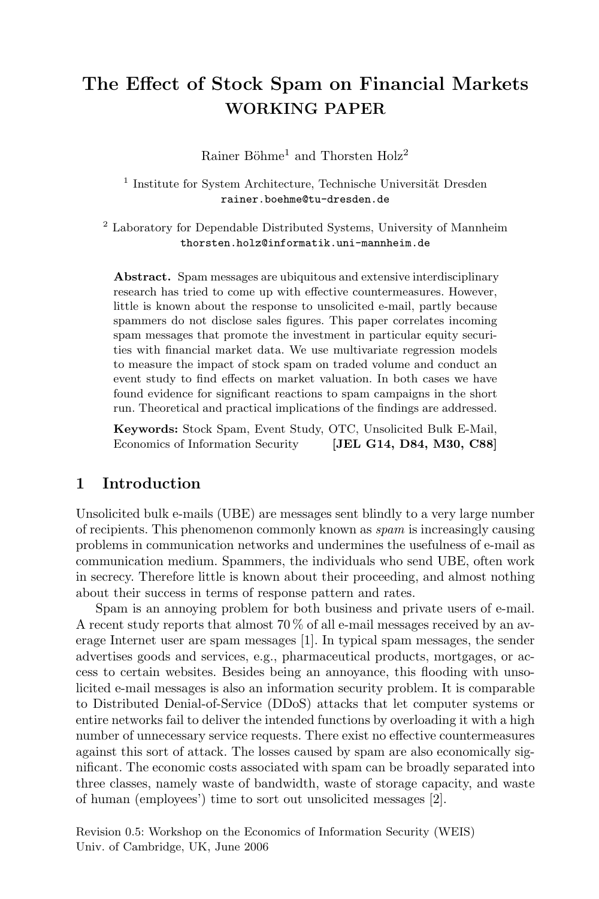# The Effect of Stock Spam on Financial Markets
## WORKING PAPER

Rainer Böhme[1] and Thorsten Holz[2]

[1] Institute for System Architecture, Technische Universität Dresden
rainer.boehme@tu-dresden.de

[2] Laboratory for Dependable Distributed Systems, University of Mannheim
thorsten.holz@informatik.uni-mannheim.de

**Abstract.** Spam messages are ubiquitous and extensive interdisciplinary research has tried to come up with effective countermeasures. However, little is known about the response to unsolicited e-mail, partly because spammers do not disclose sales figures. This paper correlates incoming spam messages that promote the investment in particular equity securities with financial market data. We use multivariate regression models to measure the impact of stock spam on traded volume and conduct an event study to find effects on market valuation. In both cases we have found evidence for significant reactions to spam campaigns in the short run. Theoretical and practical implications of the findings are addressed.

**Keywords:** Stock Spam, Event Study, OTC, Unsolicited Bulk E-Mail, Economics of Information Security **[JEL G14, D84, M30, C88]**

## 1 Introduction

Unsolicited bulk e-mails (UBE) are messages sent blindly to a very large number of recipients. This phenomenon commonly known as *spam* is increasingly causing problems in communication networks and undermines the usefulness of e-mail as communication medium. Spammers, the individuals who send UBE, often work in secrecy. Therefore little is known about their proceeding, and almost nothing about their success in terms of response pattern and rates.

Spam is an annoying problem for both business and private users of e-mail. A recent study reports that almost 70 % of all e-mail messages received by an average Internet user are spam messages [1]. In typical spam messages, the sender advertises goods and services, e.g., pharmaceutical products, mortgages, or access to certain websites. Besides being an annoyance, this flooding with unsolicited e-mail messages is also an information security problem. It is comparable to Distributed Denial-of-Service (DDoS) attacks that let computer systems or entire networks fail to deliver the intended functions by overloading it with a high number of unnecessary service requests. There exist no effective countermeasures against this sort of attack. The losses caused by spam are also economically significant. The economic costs associated with spam can be broadly separated into three classes, namely waste of bandwidth, waste of storage capacity, and waste of human (employees') time to sort out unsolicited messages [2].

Revision 0.5: Workshop on the Economics of Information Security (WEIS)
Univ. of Cambridge, UK, June 2006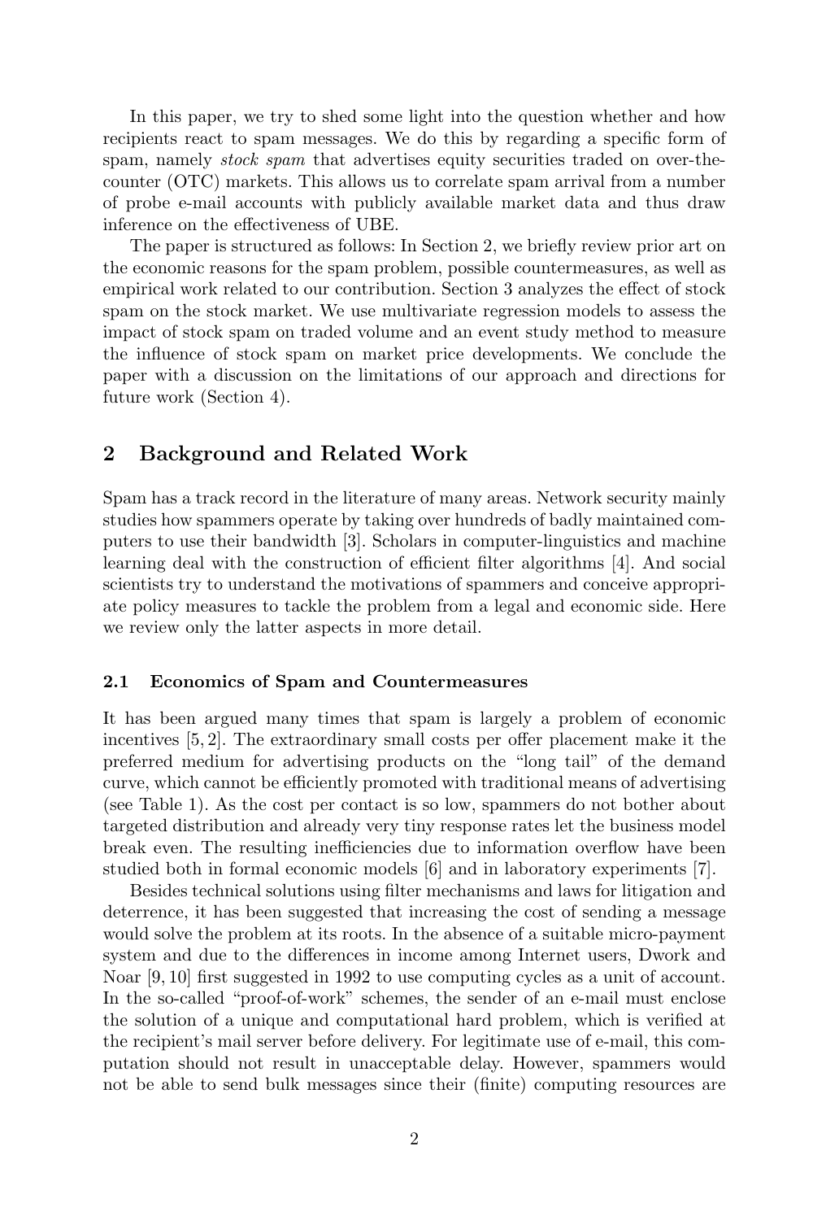In this paper, we try to shed some light into the question whether and how recipients react to spam messages. We do this by regarding a specific form of spam, namely *stock spam* that advertises equity securities traded on over-the-counter (OTC) markets. This allows us to correlate spam arrival from a number of probe e-mail accounts with publicly available market data and thus draw inference on the effectiveness of UBE.

The paper is structured as follows: In Section 2, we briefly review prior art on the economic reasons for the spam problem, possible countermeasures, as well as empirical work related to our contribution. Section 3 analyzes the effect of stock spam on the stock market. We use multivariate regression models to assess the impact of stock spam on traded volume and an event study method to measure the influence of stock spam on market price developments. We conclude the paper with a discussion on the limitations of our approach and directions for future work (Section 4).

## 2 Background and Related Work

Spam has a track record in the literature of many areas. Network security mainly studies how spammers operate by taking over hundreds of badly maintained computers to use their bandwidth [3]. Scholars in computer-linguistics and machine learning deal with the construction of efficient filter algorithms [4]. And social scientists try to understand the motivations of spammers and conceive appropriate policy measures to tackle the problem from a legal and economic side. Here we review only the latter aspects in more detail.

### 2.1 Economics of Spam and Countermeasures

It has been argued many times that spam is largely a problem of economic incentives [5, 2]. The extraordinary small costs per offer placement make it the preferred medium for advertising products on the "long tail" of the demand curve, which cannot be efficiently promoted with traditional means of advertising (see Table 1). As the cost per contact is so low, spammers do not bother about targeted distribution and already very tiny response rates let the business model break even. The resulting inefficiencies due to information overflow have been studied both in formal economic models [6] and in laboratory experiments [7].

Besides technical solutions using filter mechanisms and laws for litigation and deterrence, it has been suggested that increasing the cost of sending a message would solve the problem at its roots. In the absence of a suitable micro-payment system and due to the differences in income among Internet users, Dwork and Noar [9, 10] first suggested in 1992 to use computing cycles as a unit of account. In the so-called "proof-of-work" schemes, the sender of an e-mail must enclose the solution of a unique and computational hard problem, which is verified at the recipient's mail server before delivery. For legitimate use of e-mail, this computation should not result in unacceptable delay. However, spammers would not be able to send bulk messages since their (finite) computing resources are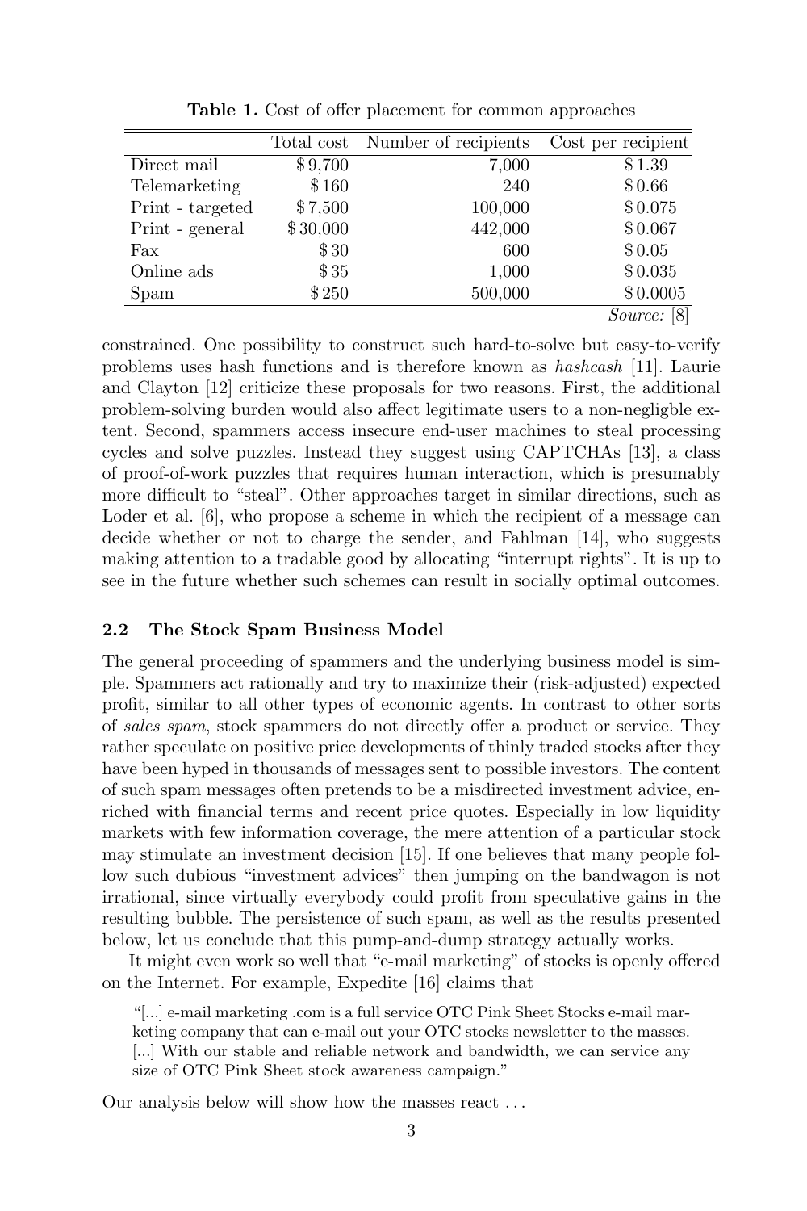**Table 1.** Cost of offer placement for common approaches

| | Total cost | Number of recipients | Cost per recipient |
|---|---|---|---|
| Direct mail | \$9,700 | 7,000 | \$1.39 |
| Telemarketing | \$160 | 240 | \$0.66 |
| Print - targeted | \$7,500 | 100,000 | \$0.075 |
| Print - general | \$30,000 | 442,000 | \$0.067 |
| Fax | \$30 | 600 | \$0.05 |
| Online ads | \$35 | 1,000 | \$0.035 |
| Spam | \$250 | 500,000 | \$0.0005 |

*Source:* [8]

constrained. One possibility to construct such hard-to-solve but easy-to-verify problems uses hash functions and is therefore known as *hashcash* [11]. Laurie and Clayton [12] criticize these proposals for two reasons. First, the additional problem-solving burden would also affect legitimate users to a non-negligble extent. Second, spammers access insecure end-user machines to steal processing cycles and solve puzzles. Instead they suggest using CAPTCHAs [13], a class of proof-of-work puzzles that requires human interaction, which is presumably more difficult to "steal". Other approaches target in similar directions, such as Loder et al. [6], who propose a scheme in which the recipient of a message can decide whether or not to charge the sender, and Fahlman [14], who suggests making attention to a tradable good by allocating "interrupt rights". It is up to see in the future whether such schemes can result in socially optimal outcomes.

### 2.2 The Stock Spam Business Model

The general proceeding of spammers and the underlying business model is simple. Spammers act rationally and try to maximize their (risk-adjusted) expected profit, similar to all other types of economic agents. In contrast to other sorts of *sales spam*, stock spammers do not directly offer a product or service. They rather speculate on positive price developments of thinly traded stocks after they have been hyped in thousands of messages sent to possible investors. The content of such spam messages often pretends to be a misdirected investment advice, enriched with financial terms and recent price quotes. Especially in low liquidity markets with few information coverage, the mere attention of a particular stock may stimulate an investment decision [15]. If one believes that many people follow such dubious "investment advices" then jumping on the bandwagon is not irrational, since virtually everybody could profit from speculative gains in the resulting bubble. The persistence of such spam, as well as the results presented below, let us conclude that this pump-and-dump strategy actually works.

It might even work so well that "e-mail marketing" of stocks is openly offered on the Internet. For example, Expedite [16] claims that

> "[...] e-mail marketing .com is a full service OTC Pink Sheet Stocks e-mail marketing company that can e-mail out your OTC stocks newsletter to the masses. [...] With our stable and reliable network and bandwidth, we can service any size of OTC Pink Sheet stock awareness campaign."

Our analysis below will show how the masses react . . .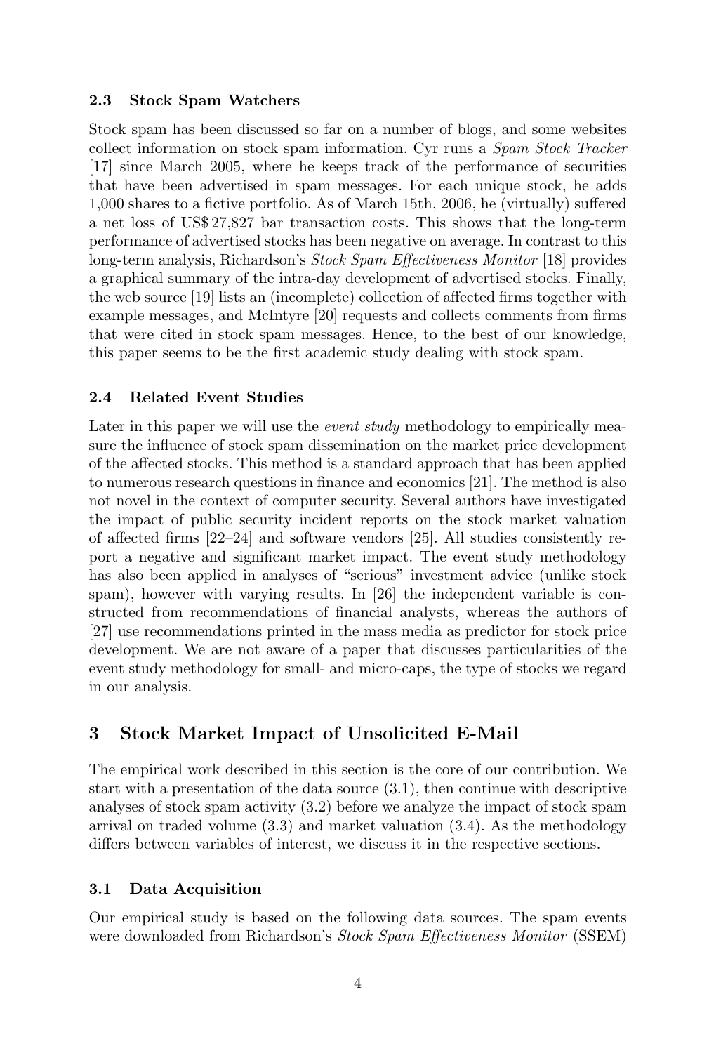### 2.3 Stock Spam Watchers

Stock spam has been discussed so far on a number of blogs, and some websites collect information on stock spam information. Cyr runs a *Spam Stock Tracker* [17] since March 2005, where he keeps track of the performance of securities that have been advertised in spam messages. For each unique stock, he adds 1,000 shares to a fictive portfolio. As of March 15th, 2006, he (virtually) suffered a net loss of US$ 27,827 bar transaction costs. This shows that the long-term performance of advertised stocks has been negative on average. In contrast to this long-term analysis, Richardson's *Stock Spam Effectiveness Monitor* [18] provides a graphical summary of the intra-day development of advertised stocks. Finally, the web source [19] lists an (incomplete) collection of affected firms together with example messages, and McIntyre [20] requests and collects comments from firms that were cited in stock spam messages. Hence, to the best of our knowledge, this paper seems to be the first academic study dealing with stock spam.

### 2.4 Related Event Studies

Later in this paper we will use the *event study* methodology to empirically measure the influence of stock spam dissemination on the market price development of the affected stocks. This method is a standard approach that has been applied to numerous research questions in finance and economics [21]. The method is also not novel in the context of computer security. Several authors have investigated the impact of public security incident reports on the stock market valuation of affected firms [22–24] and software vendors [25]. All studies consistently report a negative and significant market impact. The event study methodology has also been applied in analyses of "serious" investment advice (unlike stock spam), however with varying results. In [26] the independent variable is constructed from recommendations of financial analysts, whereas the authors of [27] use recommendations printed in the mass media as predictor for stock price development. We are not aware of a paper that discusses particularities of the event study methodology for small- and micro-caps, the type of stocks we regard in our analysis.

## 3 Stock Market Impact of Unsolicited E-Mail

The empirical work described in this section is the core of our contribution. We start with a presentation of the data source (3.1), then continue with descriptive analyses of stock spam activity (3.2) before we analyze the impact of stock spam arrival on traded volume (3.3) and market valuation (3.4). As the methodology differs between variables of interest, we discuss it in the respective sections.

### 3.1 Data Acquisition

Our empirical study is based on the following data sources. The spam events were downloaded from Richardson's *Stock Spam Effectiveness Monitor* (SSEM)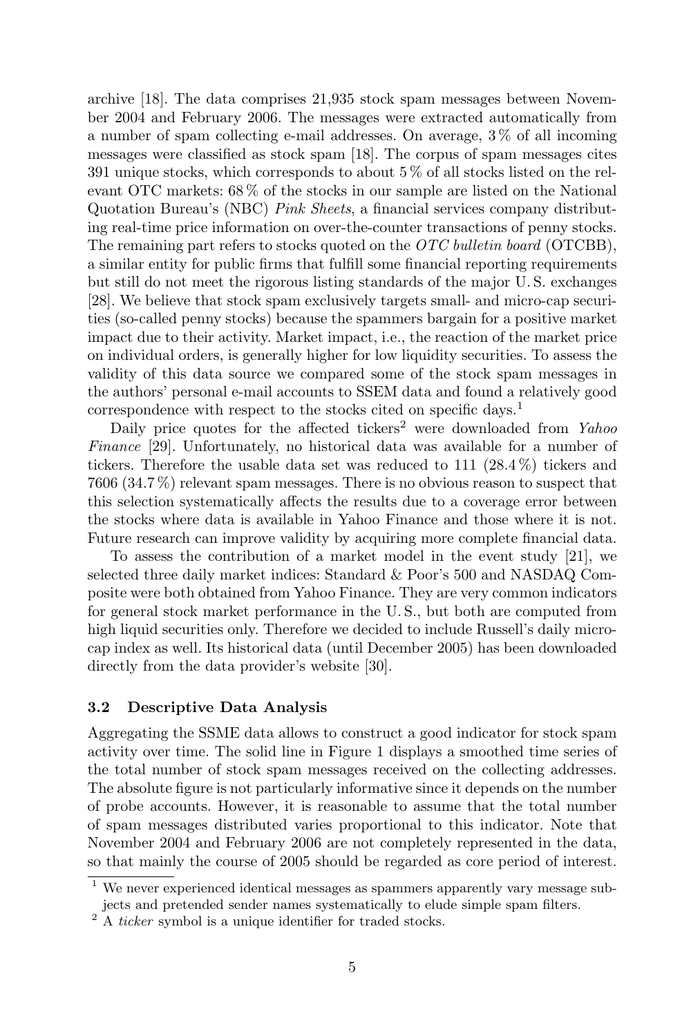archive [18]. The data comprises 21,935 stock spam messages between November 2004 and February 2006. The messages were extracted automatically from a number of spam collecting e-mail addresses. On average, 3 % of all incoming messages were classified as stock spam [18]. The corpus of spam messages cites 391 unique stocks, which corresponds to about 5 % of all stocks listed on the relevant OTC markets: 68 % of the stocks in our sample are listed on the National Quotation Bureau's (NBC) *Pink Sheets*, a financial services company distributing real-time price information on over-the-counter transactions of penny stocks. The remaining part refers to stocks quoted on the *OTC bulletin board* (OTCBB), a similar entity for public firms that fulfill some financial reporting requirements but still do not meet the rigorous listing standards of the major U. S. exchanges [28]. We believe that stock spam exclusively targets small- and micro-cap securities (so-called penny stocks) because the spammers bargain for a positive market impact due to their activity. Market impact, i.e., the reaction of the market price on individual orders, is generally higher for low liquidity securities. To assess the validity of this data source we compared some of the stock spam messages in the authors' personal e-mail accounts to SSEM data and found a relatively good correspondence with respect to the stocks cited on specific days.[1]

Daily price quotes for the affected tickers[2] were downloaded from *Yahoo Finance* [29]. Unfortunately, no historical data was available for a number of tickers. Therefore the usable data set was reduced to 111 (28.4 %) tickers and 7606 (34.7 %) relevant spam messages. There is no obvious reason to suspect that this selection systematically affects the results due to a coverage error between the stocks where data is available in Yahoo Finance and those where it is not. Future research can improve validity by acquiring more complete financial data.

To assess the contribution of a market model in the event study [21], we selected three daily market indices: Standard & Poor's 500 and NASDAQ Composite were both obtained from Yahoo Finance. They are very common indicators for general stock market performance in the U. S., but both are computed from high liquid securities only. Therefore we decided to include Russell's daily micro-cap index as well. Its historical data (until December 2005) has been downloaded directly from the data provider's website [30].

### 3.2 Descriptive Data Analysis

Aggregating the SSME data allows to construct a good indicator for stock spam activity over time. The solid line in Figure 1 displays a smoothed time series of the total number of stock spam messages received on the collecting addresses. The absolute figure is not particularly informative since it depends on the number of probe accounts. However, it is reasonable to assume that the total number of spam messages distributed varies proportional to this indicator. Note that November 2004 and February 2006 are not completely represented in the data, so that mainly the course of 2005 should be regarded as core period of interest.

[1] We never experienced identical messages as spammers apparently vary message subjects and pretended sender names systematically to elude simple spam filters.

[2] A *ticker* symbol is a unique identifier for traded stocks.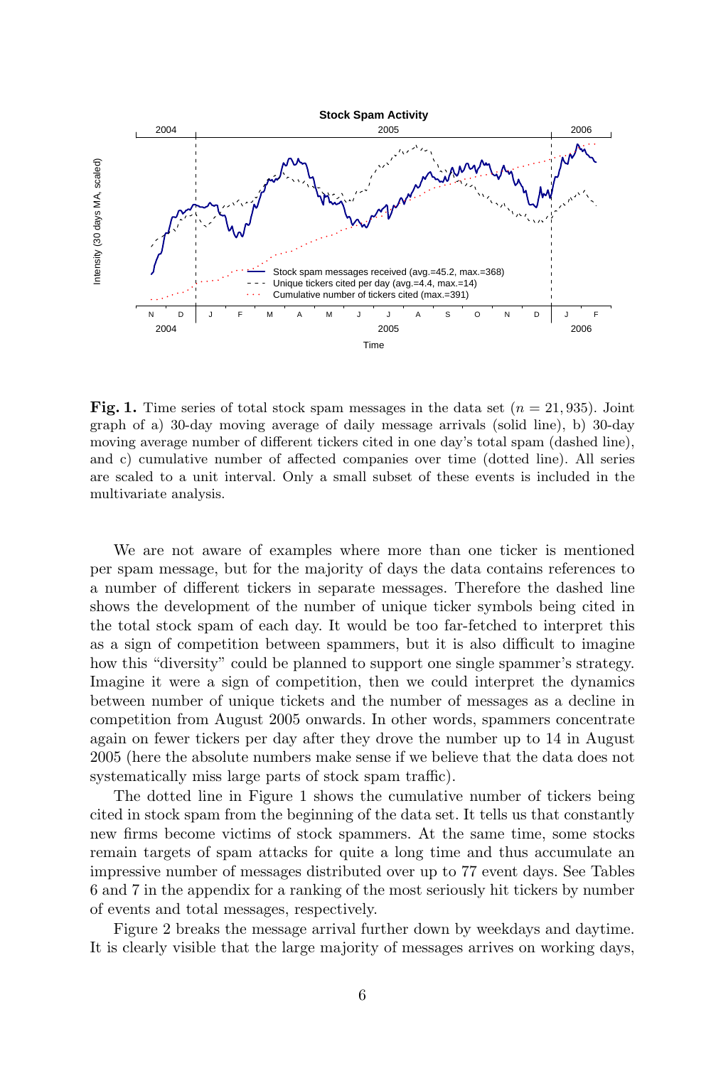**Fig. 1.** Time series of total stock spam messages in the data set ($n = 21,935$). Joint graph of a) 30-day moving average of daily message arrivals (solid line), b) 30-day moving average number of different tickers cited in one day's total spam (dashed line), and c) cumulative number of affected companies over time (dotted line). All series are scaled to a unit interval. Only a small subset of these events is included in the multivariate analysis.

We are not aware of examples where more than one ticker is mentioned per spam message, but for the majority of days the data contains references to a number of different tickers in separate messages. Therefore the dashed line shows the development of the number of unique ticker symbols being cited in the total stock spam of each day. It would be too far-fetched to interpret this as a sign of competition between spammers, but it is also difficult to imagine how this "diversity" could be planned to support one single spammer's strategy. Imagine it were a sign of competition, then we could interpret the dynamics between number of unique tickets and the number of messages as a decline in competition from August 2005 onwards. In other words, spammers concentrate again on fewer tickers per day after they drove the number up to 14 in August 2005 (here the absolute numbers make sense if we believe that the data does not systematically miss large parts of stock spam traffic).

The dotted line in Figure 1 shows the cumulative number of tickers being cited in stock spam from the beginning of the data set. It tells us that constantly new firms become victims of stock spammers. At the same time, some stocks remain targets of spam attacks for quite a long time and thus accumulate an impressive number of messages distributed over up to 77 event days. See Tables 6 and 7 in the appendix for a ranking of the most seriously hit tickers by number of events and total messages, respectively.

Figure 2 breaks the message arrival further down by weekdays and daytime. It is clearly visible that the large majority of messages arrives on working days,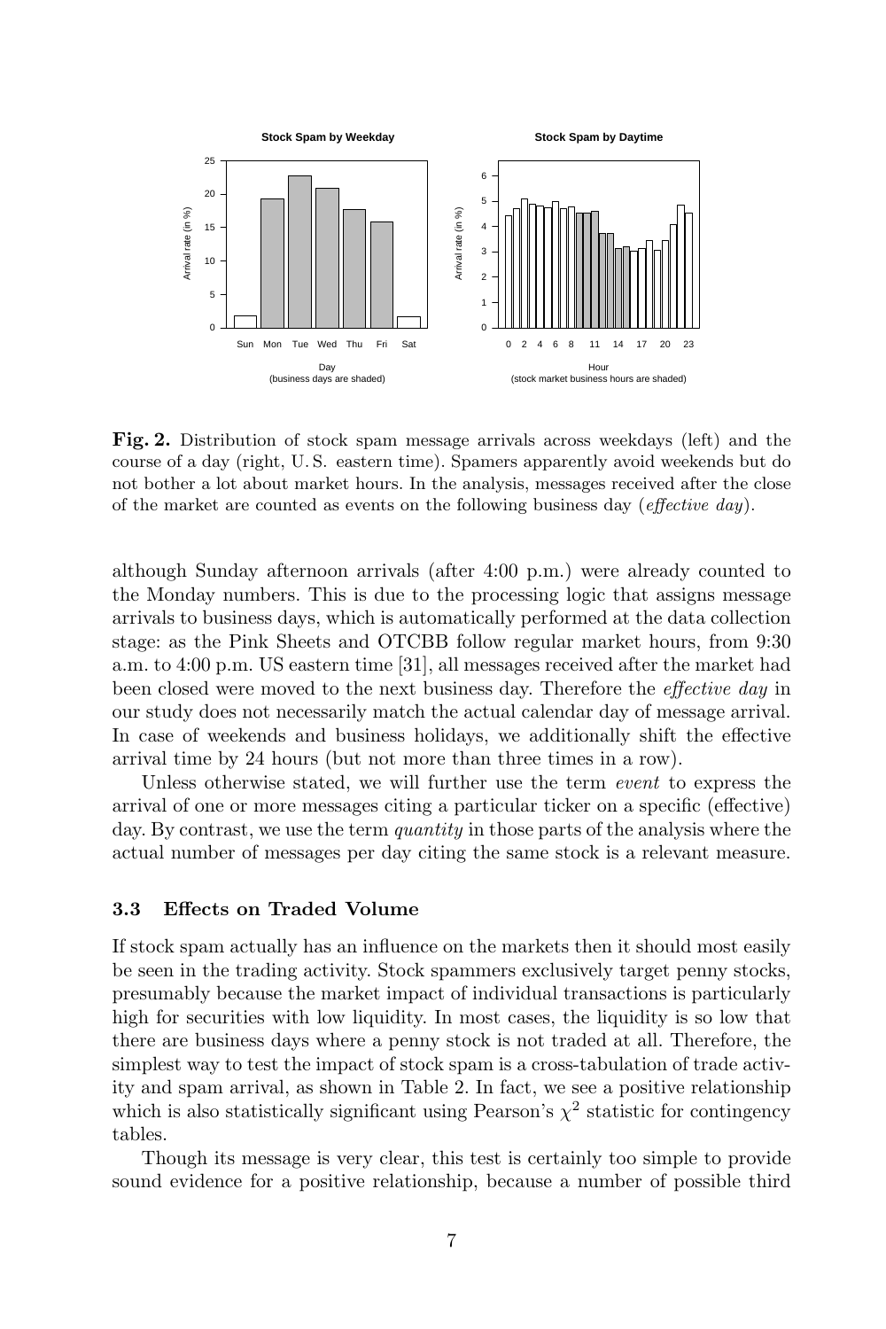**Fig. 2.** Distribution of stock spam message arrivals across weekdays (left) and the course of a day (right, U. S. eastern time). Spamers apparently avoid weekends but do not bother a lot about market hours. In the analysis, messages received after the close of the market are counted as events on the following business day (*effective day*).

although Sunday afternoon arrivals (after 4:00 p.m.) were already counted to the Monday numbers. This is due to the processing logic that assigns message arrivals to business days, which is automatically performed at the data collection stage: as the Pink Sheets and OTCBB follow regular market hours, from 9:30 a.m. to 4:00 p.m. US eastern time [31], all messages received after the market had been closed were moved to the next business day. Therefore the *effective day* in our study does not necessarily match the actual calendar day of message arrival. In case of weekends and business holidays, we additionally shift the effective arrival time by 24 hours (but not more than three times in a row).

Unless otherwise stated, we will further use the term *event* to express the arrival of one or more messages citing a particular ticker on a specific (effective) day. By contrast, we use the term *quantity* in those parts of the analysis where the actual number of messages per day citing the same stock is a relevant measure.

### 3.3 Effects on Traded Volume

If stock spam actually has an influence on the markets then it should most easily be seen in the trading activity. Stock spammers exclusively target penny stocks, presumably because the market impact of individual transactions is particularly high for securities with low liquidity. In most cases, the liquidity is so low that there are business days where a penny stock is not traded at all. Therefore, the simplest way to test the impact of stock spam is a cross-tabulation of trade activity and spam arrival, as shown in Table 2. In fact, we see a positive relationship which is also statistically significant using Pearson's $\chi^2$ statistic for contingency tables.

Though its message is very clear, this test is certainly too simple to provide sound evidence for a positive relationship, because a number of possible third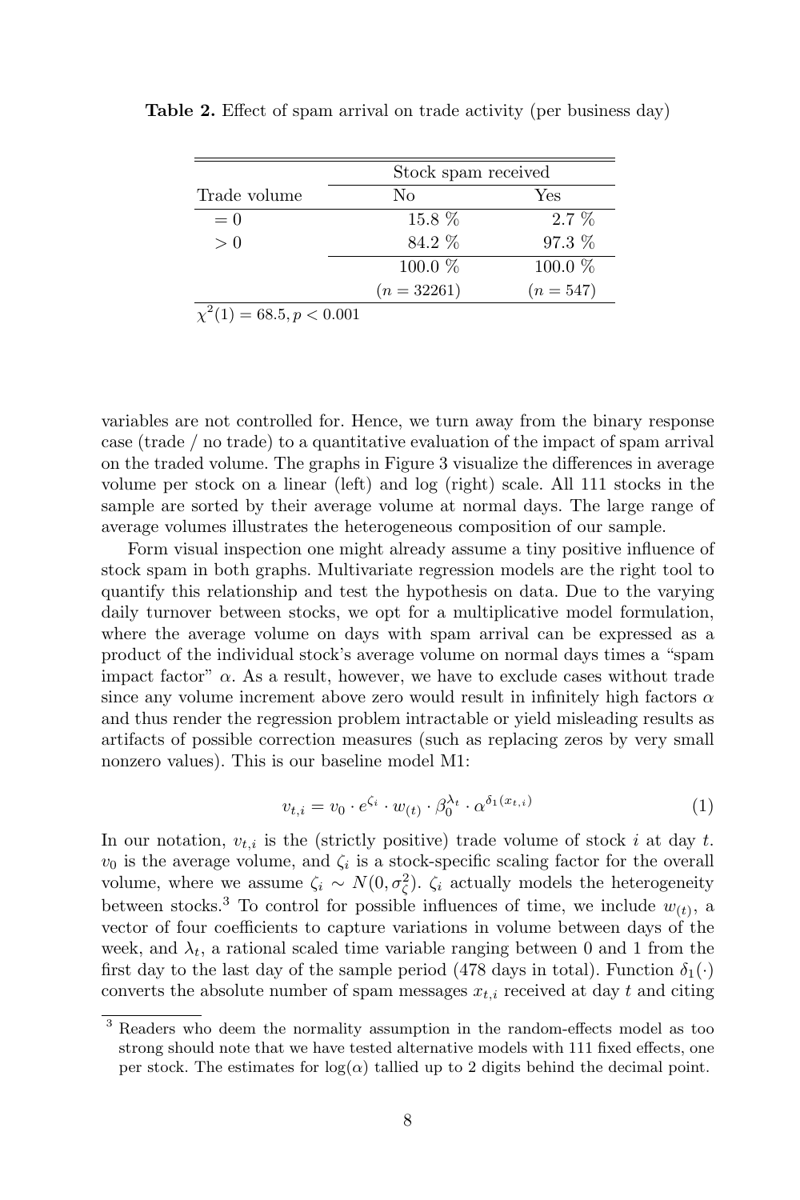**Table 2.** Effect of spam arrival on trade activity (per business day)

| | Stock spam received | |
|---|---|---|
| Trade volume | No | Yes |
| $= 0$ | 15.8 % | 2.7 % |
| $> 0$ | 84.2 % | 97.3 % |
| | 100.0 % | 100.0 % |
| | $(n = 32261)$ | $(n = 547)$ |

$\chi^2(1) = 68.5, p < 0.001$

variables are not controlled for. Hence, we turn away from the binary response case (trade / no trade) to a quantitative evaluation of the impact of spam arrival on the traded volume. The graphs in Figure 3 visualize the differences in average volume per stock on a linear (left) and log (right) scale. All 111 stocks in the sample are sorted by their average volume at normal days. The large range of average volumes illustrates the heterogeneous composition of our sample.

Form visual inspection one might already assume a tiny positive influence of stock spam in both graphs. Multivariate regression models are the right tool to quantify this relationship and test the hypothesis on data. Due to the varying daily turnover between stocks, we opt for a multiplicative model formulation, where the average volume on days with spam arrival can be expressed as a product of the individual stock's average volume on normal days times a "spam impact factor" $\alpha$. As a result, however, we have to exclude cases without trade since any volume increment above zero would result in infinitely high factors $\alpha$ and thus render the regression problem intractable or yield misleading results as artifacts of possible correction measures (such as replacing zeros by very small nonzero values). This is our baseline model M1:

$$v_{t,i} = v_0 \cdot e^{\zeta_i} \cdot w_{(t)} \cdot \beta_0^{\lambda_t} \cdot \alpha^{\delta_1(x_{t,i})} \tag{1}$$

In our notation, $v_{t,i}$ is the (strictly positive) trade volume of stock $i$ at day $t$. $v_0$ is the average volume, and $\zeta_i$ is a stock-specific scaling factor for the overall volume, where we assume $\zeta_i \sim N(0, \sigma_\zeta^2)$. $\zeta_i$ actually models the heterogeneity between stocks.[3] To control for possible influences of time, we include $w_{(t)}$, a vector of four coefficients to capture variations in volume between days of the week, and $\lambda_t$, a rational scaled time variable ranging between 0 and 1 from the first day to the last day of the sample period (478 days in total). Function $\delta_1(\cdot)$ converts the absolute number of spam messages $x_{t,i}$ received at day $t$ and citing

[3] Readers who deem the normality assumption in the random-effects model as too strong should note that we have tested alternative models with 111 fixed effects, one per stock. The estimates for $\log(\alpha)$ tallied up to 2 digits behind the decimal point.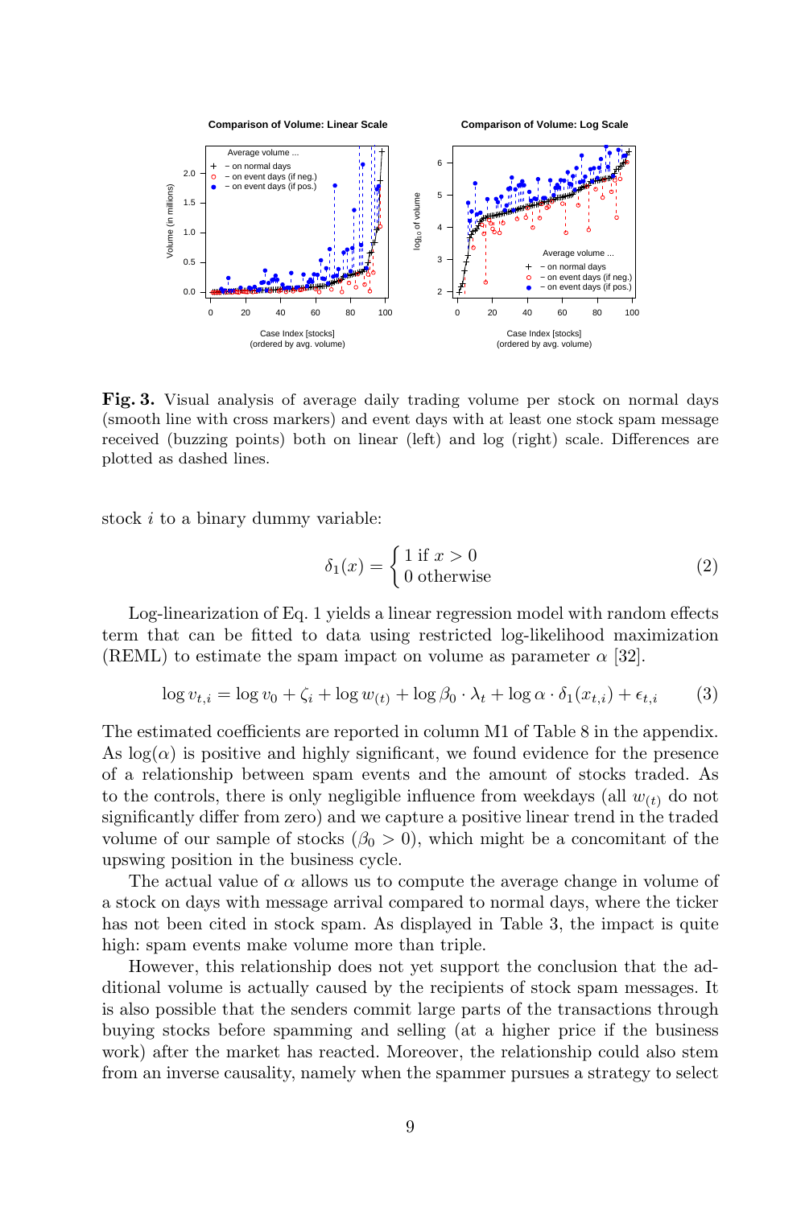**Fig. 3.** Visual analysis of average daily trading volume per stock on normal days (smooth line with cross markers) and event days with at least one stock spam message received (buzzing points) both on linear (left) and log (right) scale. Differences are plotted as dashed lines.

stock $i$ to a binary dummy variable:

$$\delta_1(x) = \begin{cases} 1 \text{ if } x > 0 \\ 0 \text{ otherwise} \end{cases} \tag{2}$$

Log-linearization of Eq. 1 yields a linear regression model with random effects term that can be fitted to data using restricted log-likelihood maximization (REML) to estimate the spam impact on volume as parameter $\alpha$ [32].

$$\log v_{t,i} = \log v_0 + \zeta_i + \log w_{(t)} + \log \beta_0 \cdot \lambda_t + \log \alpha \cdot \delta_1(x_{t,i}) + \epsilon_{t,i} \tag{3}$$

The estimated coefficients are reported in column M1 of Table 8 in the appendix. As $\log(\alpha)$ is positive and highly significant, we found evidence for the presence of a relationship between spam events and the amount of stocks traded. As to the controls, there is only negligible influence from weekdays (all $w_{(t)}$ do not significantly differ from zero) and we capture a positive linear trend in the traded volume of our sample of stocks ($\beta_0 > 0$), which might be a concomitant of the upswing position in the business cycle.

The actual value of $\alpha$ allows us to compute the average change in volume of a stock on days with message arrival compared to normal days, where the ticker has not been cited in stock spam. As displayed in Table 3, the impact is quite high: spam events make volume more than triple.

However, this relationship does not yet support the conclusion that the additional volume is actually caused by the recipients of stock spam messages. It is also possible that the senders commit large parts of the transactions through buying stocks before spamming and selling (at a higher price if the business work) after the market has reacted. Moreover, the relationship could also stem from an inverse causality, namely when the spammer pursues a strategy to select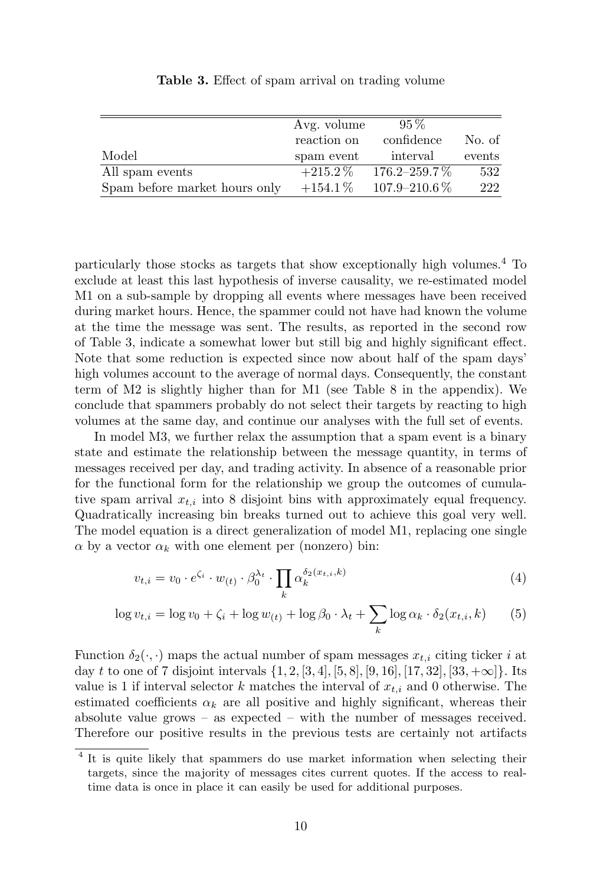**Table 3.** Effect of spam arrival on trading volume

| Model | Avg. volume reaction on spam event | 95 % confidence interval | No. of events |
|---|---|---|---|
| All spam events | +215.2 % | 176.2–259.7 % | 532 |
| Spam before market hours only | +154.1 % | 107.9–210.6 % | 222 |

particularly those stocks as targets that show exceptionally high volumes.[4] To exclude at least this last hypothesis of inverse causality, we re-estimated model M1 on a sub-sample by dropping all events where messages have been received during market hours. Hence, the spammer could not have had known the volume at the time the message was sent. The results, as reported in the second row of Table 3, indicate a somewhat lower but still big and highly significant effect. Note that some reduction is expected since now about half of the spam days' high volumes account to the average of normal days. Consequently, the constant term of M2 is slightly higher than for M1 (see Table 8 in the appendix). We conclude that spammers probably do not select their targets by reacting to high volumes at the same day, and continue our analyses with the full set of events.

In model M3, we further relax the assumption that a spam event is a binary state and estimate the relationship between the message quantity, in terms of messages received per day, and trading activity. In absence of a reasonable prior for the functional form for the relationship we group the outcomes of cumulative spam arrival $x_{t,i}$ into 8 disjoint bins with approximately equal frequency. Quadratically increasing bin breaks turned out to achieve this goal very well. The model equation is a direct generalization of model M1, replacing one single $\alpha$ by a vector $\alpha_k$ with one element per (nonzero) bin:

$$v_{t,i} = v_0 \cdot e^{\zeta_i} \cdot w_{(t)} \cdot \beta_0^{\lambda_t} \cdot \prod_k \alpha_k^{\delta_2(x_{t,i},k)} \tag{4}$$

$$\log v_{t,i} = \log v_0 + \zeta_i + \log w_{(t)} + \log \beta_0 \cdot \lambda_t + \sum_k \log \alpha_k \cdot \delta_2(x_{t,i}, k) \tag{5}$$

Function $\delta_2(\cdot,\cdot)$ maps the actual number of spam messages $x_{t,i}$ citing ticker $i$ at day $t$ to one of 7 disjoint intervals $\{1, 2, [3,4], [5,8], [9,16], [17,32], [33,+\infty]\}$. Its value is 1 if interval selector $k$ matches the interval of $x_{t,i}$ and 0 otherwise. The estimated coefficients $\alpha_k$ are all positive and highly significant, whereas their absolute value grows – as expected – with the number of messages received. Therefore our positive results in the previous tests are certainly not artifacts

[4] It is quite likely that spammers do use market information when selecting their targets, since the majority of messages cites current quotes. If the access to real-time data is once in place it can easily be used for additional purposes.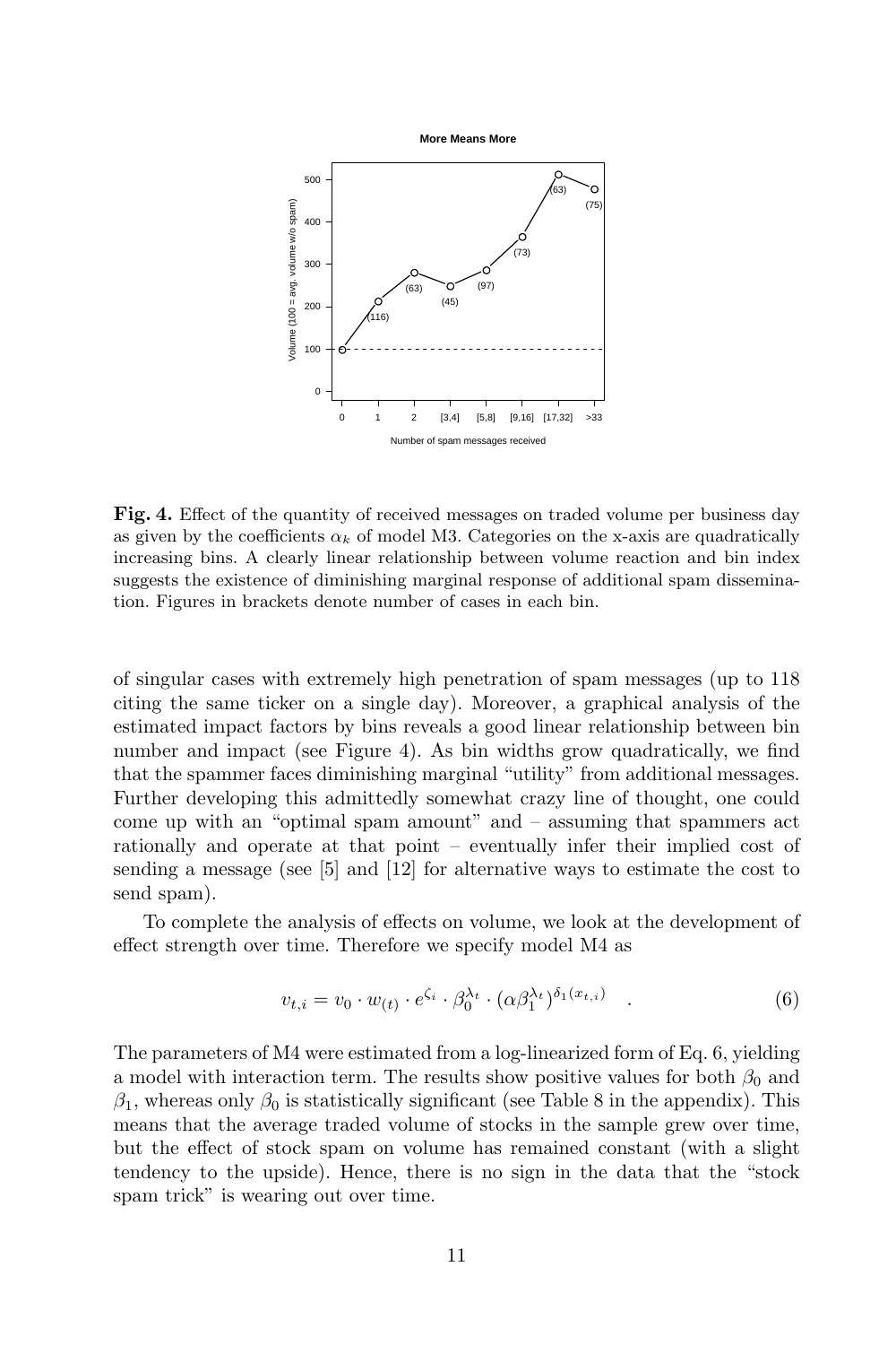**Fig. 4.** Effect of the quantity of received messages on traded volume per business day as given by the coefficients $\alpha_k$ of model M3. Categories on the x-axis are quadratically increasing bins. A clearly linear relationship between volume reaction and bin index suggests the existence of diminishing marginal response of additional spam dissemination. Figures in brackets denote number of cases in each bin.

of singular cases with extremely high penetration of spam messages (up to 118 citing the same ticker on a single day). Moreover, a graphical analysis of the estimated impact factors by bins reveals a good linear relationship between bin number and impact (see Figure 4). As bin widths grow quadratically, we find that the spammer faces diminishing marginal "utility" from additional messages. Further developing this admittedly somewhat crazy line of thought, one could come up with an "optimal spam amount" and – assuming that spammers act rationally and operate at that point – eventually infer their implied cost of sending a message (see [5] and [12] for alternative ways to estimate the cost to send spam).

To complete the analysis of effects on volume, we look at the development of effect strength over time. Therefore we specify model M4 as

$$v_{t,i} = v_0 \cdot w_{(t)} \cdot e^{\zeta_i} \cdot \beta_0^{\lambda_t} \cdot (\alpha \beta_1^{\lambda_t})^{\delta_1(x_{t,i})} \quad . \tag{6}$$

The parameters of M4 were estimated from a log-linearized form of Eq. 6, yielding a model with interaction term. The results show positive values for both $\beta_0$ and $\beta_1$, whereas only $\beta_0$ is statistically significant (see Table 8 in the appendix). This means that the average traded volume of stocks in the sample grew over time, but the effect of stock spam on volume has remained constant (with a slight tendency to the upside). Hence, there is no sign in the data that the "stock spam trick" is wearing out over time.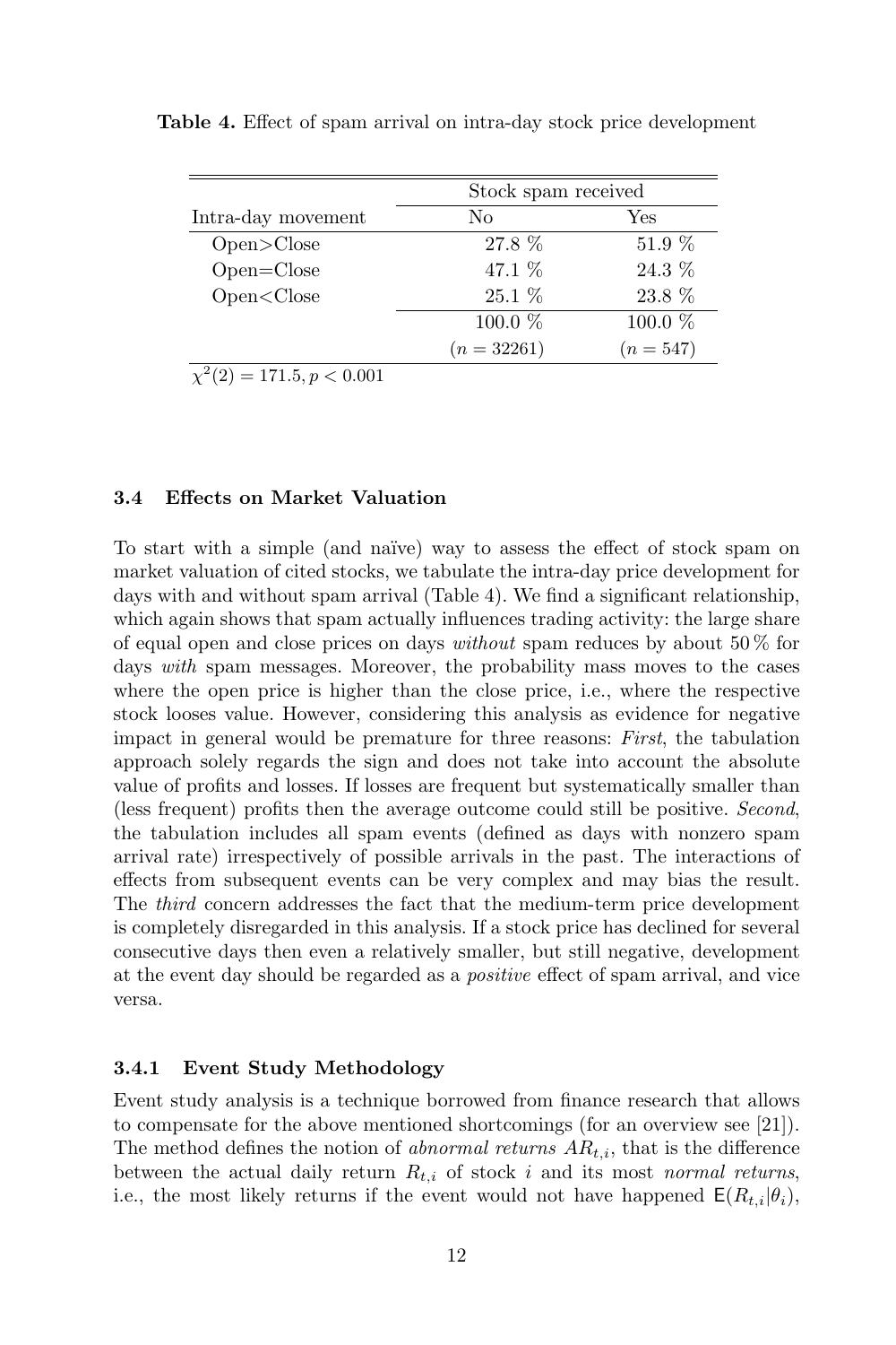**Table 4.** Effect of spam arrival on intra-day stock price development

| | Stock spam received | |
|---|---|---|
| Intra-day movement | No | Yes |
| Open>Close | 27.8 % | 51.9 % |
| Open=Close | 47.1 % | 24.3 % |
| Open<Close | 25.1 % | 23.8 % |
| | 100.0 % | 100.0 % |
| | ($n = 32261$) | ($n = 547$) |

$\chi^2(2) = 171.5, p < 0.001$

### 3.4 Effects on Market Valuation

To start with a simple (and naïve) way to assess the effect of stock spam on market valuation of cited stocks, we tabulate the intra-day price development for days with and without spam arrival (Table 4). We find a significant relationship, which again shows that spam actually influences trading activity: the large share of equal open and close prices on days *without* spam reduces by about 50 % for days *with* spam messages. Moreover, the probability mass moves to the cases where the open price is higher than the close price, i.e., where the respective stock looses value. However, considering this analysis as evidence for negative impact in general would be premature for three reasons: *First*, the tabulation approach solely regards the sign and does not take into account the absolute value of profits and losses. If losses are frequent but systematically smaller than (less frequent) profits then the average outcome could still be positive. *Second*, the tabulation includes all spam events (defined as days with nonzero spam arrival rate) irrespectively of possible arrivals in the past. The interactions of effects from subsequent events can be very complex and may bias the result. The *third* concern addresses the fact that the medium-term price development is completely disregarded in this analysis. If a stock price has declined for several consecutive days then even a relatively smaller, but still negative, development at the event day should be regarded as a *positive* effect of spam arrival, and vice versa.

#### 3.4.1 Event Study Methodology

Event study analysis is a technique borrowed from finance research that allows to compensate for the above mentioned shortcomings (for an overview see [21]). The method defines the notion of *abnormal returns* $AR_{t,i}$, that is the difference between the actual daily return $R_{t,i}$ of stock $i$ and its most *normal returns*, i.e., the most likely returns if the event would not have happened $\mathsf{E}(R_{t,i}|\theta_i)$,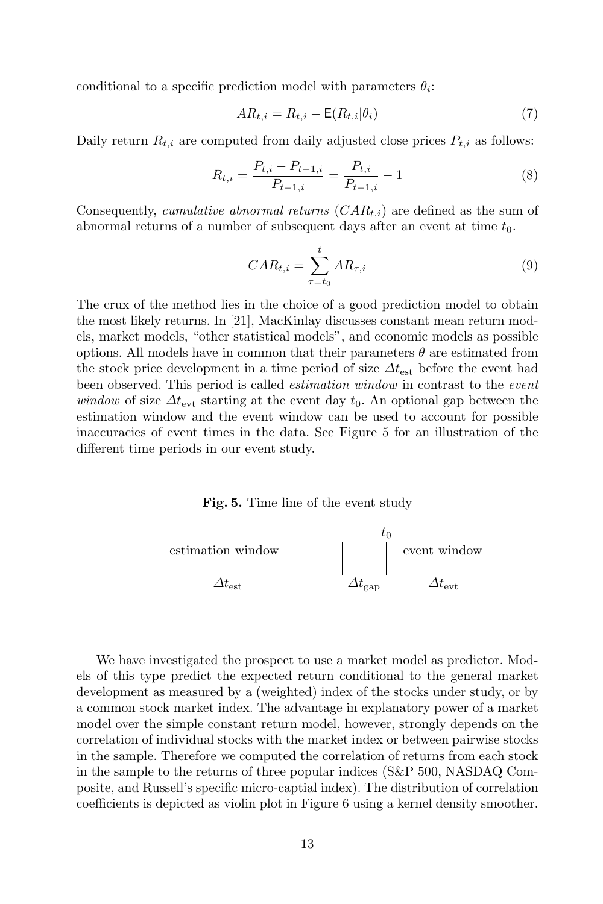conditional to a specific prediction model with parameters $\theta_i$:

$$AR_{t,i} = R_{t,i} - \mathsf{E}(R_{t,i}|\theta_i) \tag{7}$$

Daily return $R_{t,i}$ are computed from daily adjusted close prices $P_{t,i}$ as follows:

$$R_{t,i} = \frac{P_{t,i} - P_{t-1,i}}{P_{t-1,i}} = \frac{P_{t,i}}{P_{t-1,i}} - 1 \tag{8}$$

Consequently, *cumulative abnormal returns* ($CAR_{t,i}$) are defined as the sum of abnormal returns of a number of subsequent days after an event at time $t_0$.

$$CAR_{t,i} = \sum_{\tau=t_0}^{t} AR_{\tau,i} \tag{9}$$

The crux of the method lies in the choice of a good prediction model to obtain the most likely returns. In [21], MacKinlay discusses constant mean return models, market models, "other statistical models", and economic models as possible options. All models have in common that their parameters $\theta$ are estimated from the stock price development in a time period of size $\Delta t_{\text{est}}$ before the event had been observed. This period is called *estimation window* in contrast to the *event window* of size $\Delta t_{\text{evt}}$ starting at the event day $t_0$. An optional gap between the estimation window and the event window can be used to account for possible inaccuracies of event times in the data. See Figure 5 for an illustration of the different time periods in our event study.

**Fig. 5.** Time line of the event study

| estimation window | | $t_0$ event window |
|---|---|---|
| $\Delta t_{\text{est}}$ | $\Delta t_{\text{gap}}$ | $\Delta t_{\text{evt}}$ |

We have investigated the prospect to use a market model as predictor. Models of this type predict the expected return conditional to the general market development as measured by a (weighted) index of the stocks under study, or by a common stock market index. The advantage in explanatory power of a market model over the simple constant return model, however, strongly depends on the correlation of individual stocks with the market index or between pairwise stocks in the sample. Therefore we computed the correlation of returns from each stock in the sample to the returns of three popular indices (S&P 500, NASDAQ Composite, and Russell's specific micro-captial index). The distribution of correlation coefficients is depicted as violin plot in Figure 6 using a kernel density smoother.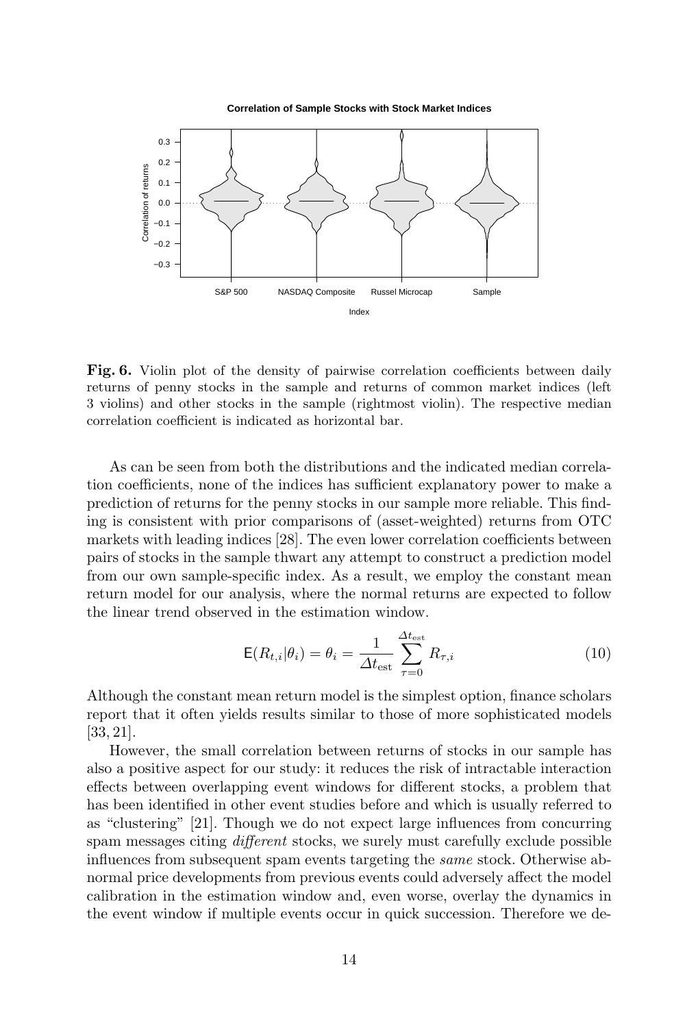**Fig. 6.** Violin plot of the density of pairwise correlation coefficients between daily returns of penny stocks in the sample and returns of common market indices (left 3 violins) and other stocks in the sample (rightmost violin). The respective median correlation coefficient is indicated as horizontal bar.

As can be seen from both the distributions and the indicated median correlation coefficients, none of the indices has sufficient explanatory power to make a prediction of returns for the penny stocks in our sample more reliable. This finding is consistent with prior comparisons of (asset-weighted) returns from OTC markets with leading indices [28]. The even lower correlation coefficients between pairs of stocks in the sample thwart any attempt to construct a prediction model from our own sample-specific index. As a result, we employ the constant mean return model for our analysis, where the normal returns are expected to follow the linear trend observed in the estimation window.

$$\mathsf{E}(R_{t,i}|\theta_i) = \theta_i = \frac{1}{\Delta t_{\text{est}}} \sum_{\tau=0}^{\Delta t_{\text{est}}} R_{\tau,i} \tag{10}$$

Although the constant mean return model is the simplest option, finance scholars report that it often yields results similar to those of more sophisticated models [33, 21].

However, the small correlation between returns of stocks in our sample has also a positive aspect for our study: it reduces the risk of intractable interaction effects between overlapping event windows for different stocks, a problem that has been identified in other event studies before and which is usually referred to as "clustering" [21]. Though we do not expect large influences from concurring spam messages citing *different* stocks, we surely must carefully exclude possible influences from subsequent spam events targeting the *same* stock. Otherwise abnormal price developments from previous events could adversely affect the model calibration in the estimation window and, even worse, overlay the dynamics in the event window if multiple events occur in quick succession. Therefore we de-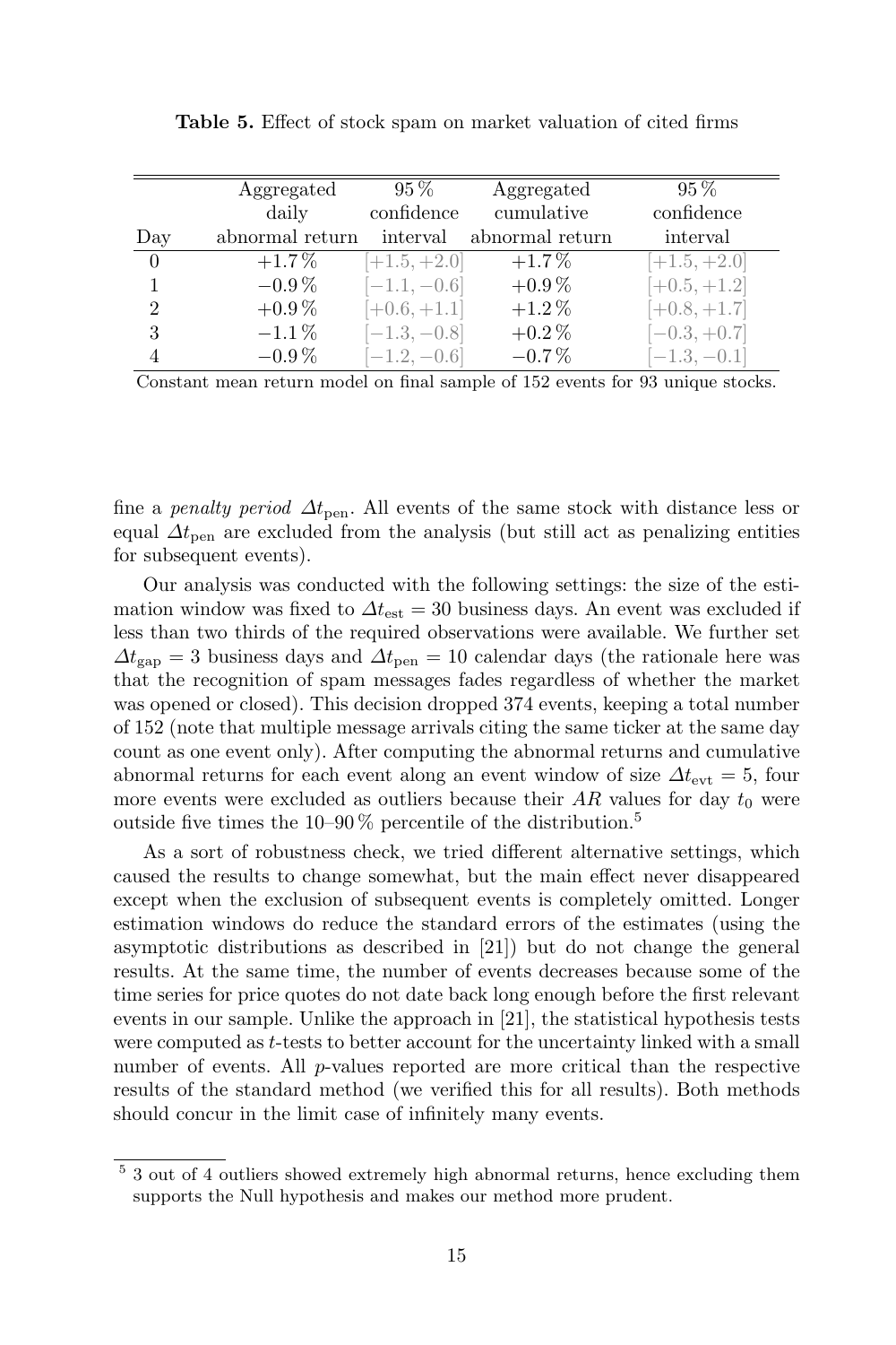**Table 5.** Effect of stock spam on market valuation of cited firms

| Day | Aggregated daily abnormal return | 95 % confidence interval | Aggregated cumulative abnormal return | 95 % confidence interval |
|---|---|---|---|---|
| 0 | +1.7 % | [+1.5, +2.0] | +1.7 % | [+1.5, +2.0] |
| 1 | −0.9 % | [−1.1, −0.6] | +0.9 % | [+0.5, +1.2] |
| 2 | +0.9 % | [+0.6, +1.1] | +1.2 % | [+0.8, +1.7] |
| 3 | −1.1 % | [−1.3, −0.8] | +0.2 % | [−0.3, +0.7] |
| 4 | −0.9 % | [−1.2, −0.6] | −0.7 % | [−1.3, −0.1] |

Constant mean return model on final sample of 152 events for 93 unique stocks.

fine a *penalty period* $\Delta t_{\text{pen}}$. All events of the same stock with distance less or equal $\Delta t_{\text{pen}}$ are excluded from the analysis (but still act as penalizing entities for subsequent events).

Our analysis was conducted with the following settings: the size of the estimation window was fixed to $\Delta t_{\text{est}} = 30$ business days. An event was excluded if less than two thirds of the required observations were available. We further set $\Delta t_{\text{gap}} = 3$ business days and $\Delta t_{\text{pen}} = 10$ calendar days (the rationale here was that the recognition of spam messages fades regardless of whether the market was opened or closed). This decision dropped 374 events, keeping a total number of 152 (note that multiple message arrivals citing the same ticker at the same day count as one event only). After computing the abnormal returns and cumulative abnormal returns for each event along an event window of size $\Delta t_{\text{evt}} = 5$, four more events were excluded as outliers because their $AR$ values for day $t_0$ were outside five times the 10–90 % percentile of the distribution.[5]

As a sort of robustness check, we tried different alternative settings, which caused the results to change somewhat, but the main effect never disappeared except when the exclusion of subsequent events is completely omitted. Longer estimation windows do reduce the standard errors of the estimates (using the asymptotic distributions as described in [21]) but do not change the general results. At the same time, the number of events decreases because some of the time series for price quotes do not date back long enough before the first relevant events in our sample. Unlike the approach in [21], the statistical hypothesis tests were computed as $t$-tests to better account for the uncertainty linked with a small number of events. All $p$-values reported are more critical than the respective results of the standard method (we verified this for all results). Both methods should concur in the limit case of infinitely many events.

[5] 3 out of 4 outliers showed extremely high abnormal returns, hence excluding them supports the Null hypothesis and makes our method more prudent.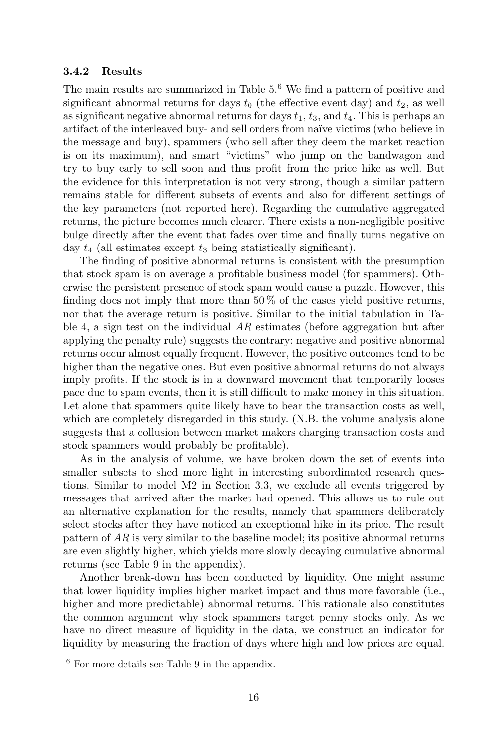### 3.4.2 Results

The main results are summarized in Table 5.[6] We find a pattern of positive and significant abnormal returns for days $t_0$ (the effective event day) and $t_2$, as well as significant negative abnormal returns for days $t_1$, $t_3$, and $t_4$. This is perhaps an artifact of the interleaved buy- and sell orders from naïve victims (who believe in the message and buy), spammers (who sell after they deem the market reaction is on its maximum), and smart "victims" who jump on the bandwagon and try to buy early to sell soon and thus profit from the price hike as well. But the evidence for this interpretation is not very strong, though a similar pattern remains stable for different subsets of events and also for different settings of the key parameters (not reported here). Regarding the cumulative aggregated returns, the picture becomes much clearer. There exists a non-negligible positive bulge directly after the event that fades over time and finally turns negative on day $t_4$ (all estimates except $t_3$ being statistically significant).

The finding of positive abnormal returns is consistent with the presumption that stock spam is on average a profitable business model (for spammers). Otherwise the persistent presence of stock spam would cause a puzzle. However, this finding does not imply that more than 50 % of the cases yield positive returns, nor that the average return is positive. Similar to the initial tabulation in Table 4, a sign test on the individual *AR* estimates (before aggregation but after applying the penalty rule) suggests the contrary: negative and positive abnormal returns occur almost equally frequent. However, the positive outcomes tend to be higher than the negative ones. But even positive abnormal returns do not always imply profits. If the stock is in a downward movement that temporarily looses pace due to spam events, then it is still difficult to make money in this situation. Let alone that spammers quite likely have to bear the transaction costs as well, which are completely disregarded in this study. (N.B. the volume analysis alone suggests that a collusion between market makers charging transaction costs and stock spammers would probably be profitable).

As in the analysis of volume, we have broken down the set of events into smaller subsets to shed more light in interesting subordinated research questions. Similar to model M2 in Section 3.3, we exclude all events triggered by messages that arrived after the market had opened. This allows us to rule out an alternative explanation for the results, namely that spammers deliberately select stocks after they have noticed an exceptional hike in its price. The result pattern of *AR* is very similar to the baseline model; its positive abnormal returns are even slightly higher, which yields more slowly decaying cumulative abnormal returns (see Table 9 in the appendix).

Another break-down has been conducted by liquidity. One might assume that lower liquidity implies higher market impact and thus more favorable (i.e., higher and more predictable) abnormal returns. This rationale also constitutes the common argument why stock spammers target penny stocks only. As we have no direct measure of liquidity in the data, we construct an indicator for liquidity by measuring the fraction of days where high and low prices are equal.

[6] For more details see Table 9 in the appendix.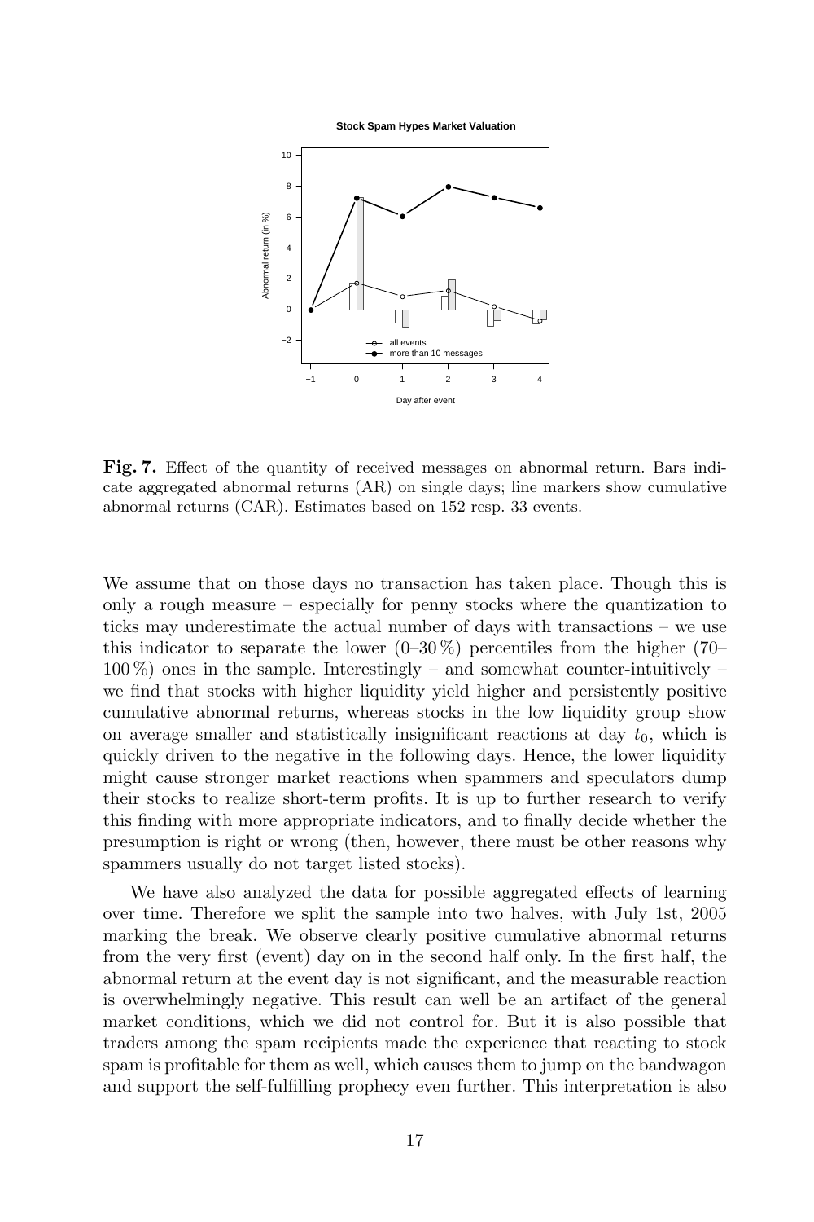**Fig. 7.** Effect of the quantity of received messages on abnormal return. Bars indicate aggregated abnormal returns (AR) on single days; line markers show cumulative abnormal returns (CAR). Estimates based on 152 resp. 33 events.

We assume that on those days no transaction has taken place. Though this is only a rough measure – especially for penny stocks where the quantization to ticks may underestimate the actual number of days with transactions – we use this indicator to separate the lower (0–30 %) percentiles from the higher (70–100 %) ones in the sample. Interestingly – and somewhat counter-intuitively – we find that stocks with higher liquidity yield higher and persistently positive cumulative abnormal returns, whereas stocks in the low liquidity group show on average smaller and statistically insignificant reactions at day $t_0$, which is quickly driven to the negative in the following days. Hence, the lower liquidity might cause stronger market reactions when spammers and speculators dump their stocks to realize short-term profits. It is up to further research to verify this finding with more appropriate indicators, and to finally decide whether the presumption is right or wrong (then, however, there must be other reasons why spammers usually do not target listed stocks).

We have also analyzed the data for possible aggregated effects of learning over time. Therefore we split the sample into two halves, with July 1st, 2005 marking the break. We observe clearly positive cumulative abnormal returns from the very first (event) day on in the second half only. In the first half, the abnormal return at the event day is not significant, and the measurable reaction is overwhelmingly negative. This result can well be an artifact of the general market conditions, which we did not control for. But it is also possible that traders among the spam recipients made the experience that reacting to stock spam is profitable for them as well, which causes them to jump on the bandwagon and support the self-fulfilling prophecy even further. This interpretation is also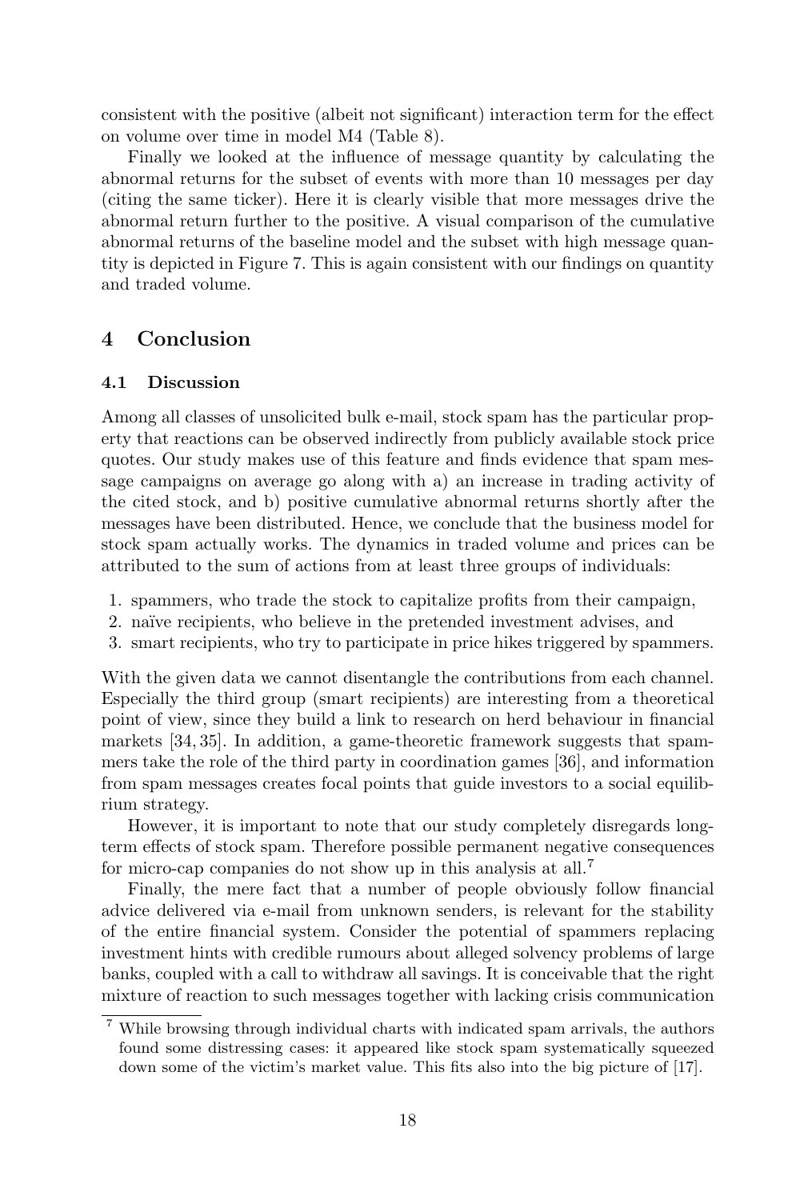consistent with the positive (albeit not significant) interaction term for the effect on volume over time in model M4 (Table 8).

Finally we looked at the influence of message quantity by calculating the abnormal returns for the subset of events with more than 10 messages per day (citing the same ticker). Here it is clearly visible that more messages drive the abnormal return further to the positive. A visual comparison of the cumulative abnormal returns of the baseline model and the subset with high message quantity is depicted in Figure 7. This is again consistent with our findings on quantity and traded volume.

## 4 Conclusion

### 4.1 Discussion

Among all classes of unsolicited bulk e-mail, stock spam has the particular property that reactions can be observed indirectly from publicly available stock price quotes. Our study makes use of this feature and finds evidence that spam message campaigns on average go along with a) an increase in trading activity of the cited stock, and b) positive cumulative abnormal returns shortly after the messages have been distributed. Hence, we conclude that the business model for stock spam actually works. The dynamics in traded volume and prices can be attributed to the sum of actions from at least three groups of individuals:

1. spammers, who trade the stock to capitalize profits from their campaign,
2. naïve recipients, who believe in the pretended investment advises, and
3. smart recipients, who try to participate in price hikes triggered by spammers.

With the given data we cannot disentangle the contributions from each channel. Especially the third group (smart recipients) are interesting from a theoretical point of view, since they build a link to research on herd behaviour in financial markets [34, 35]. In addition, a game-theoretic framework suggests that spammers take the role of the third party in coordination games [36], and information from spam messages creates focal points that guide investors to a social equilibrium strategy.

However, it is important to note that our study completely disregards long-term effects of stock spam. Therefore possible permanent negative consequences for micro-cap companies do not show up in this analysis at all.[7]

Finally, the mere fact that a number of people obviously follow financial advice delivered via e-mail from unknown senders, is relevant for the stability of the entire financial system. Consider the potential of spammers replacing investment hints with credible rumours about alleged solvency problems of large banks, coupled with a call to withdraw all savings. It is conceivable that the right mixture of reaction to such messages together with lacking crisis communication

[7] While browsing through individual charts with indicated spam arrivals, the authors found some distressing cases: it appeared like stock spam systematically squeezed down some of the victim's market value. This fits also into the big picture of [17].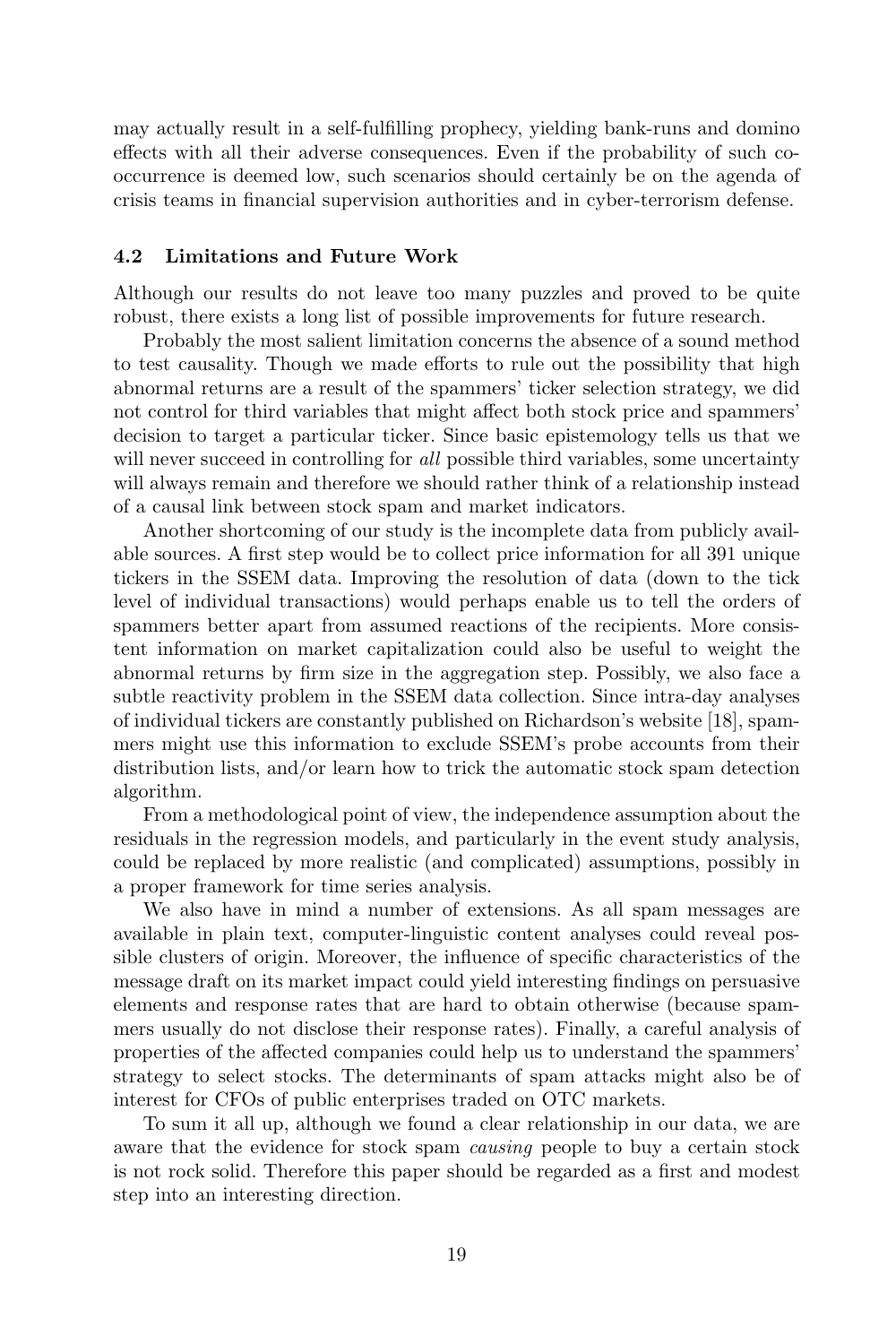may actually result in a self-fulfilling prophecy, yielding bank-runs and domino effects with all their adverse consequences. Even if the probability of such co-occurrence is deemed low, such scenarios should certainly be on the agenda of crisis teams in financial supervision authorities and in cyber-terrorism defense.

### 4.2 Limitations and Future Work

Although our results do not leave too many puzzles and proved to be quite robust, there exists a long list of possible improvements for future research.

Probably the most salient limitation concerns the absence of a sound method to test causality. Though we made efforts to rule out the possibility that high abnormal returns are a result of the spammers' ticker selection strategy, we did not control for third variables that might affect both stock price and spammers' decision to target a particular ticker. Since basic epistemology tells us that we will never succeed in controlling for *all* possible third variables, some uncertainty will always remain and therefore we should rather think of a relationship instead of a causal link between stock spam and market indicators.

Another shortcoming of our study is the incomplete data from publicly available sources. A first step would be to collect price information for all 391 unique tickers in the SSEM data. Improving the resolution of data (down to the tick level of individual transactions) would perhaps enable us to tell the orders of spammers better apart from assumed reactions of the recipients. More consistent information on market capitalization could also be useful to weight the abnormal returns by firm size in the aggregation step. Possibly, we also face a subtle reactivity problem in the SSEM data collection. Since intra-day analyses of individual tickers are constantly published on Richardson's website [18], spammers might use this information to exclude SSEM's probe accounts from their distribution lists, and/or learn how to trick the automatic stock spam detection algorithm.

From a methodological point of view, the independence assumption about the residuals in the regression models, and particularly in the event study analysis, could be replaced by more realistic (and complicated) assumptions, possibly in a proper framework for time series analysis.

We also have in mind a number of extensions. As all spam messages are available in plain text, computer-linguistic content analyses could reveal possible clusters of origin. Moreover, the influence of specific characteristics of the message draft on its market impact could yield interesting findings on persuasive elements and response rates that are hard to obtain otherwise (because spammers usually do not disclose their response rates). Finally, a careful analysis of properties of the affected companies could help us to understand the spammers' strategy to select stocks. The determinants of spam attacks might also be of interest for CFOs of public enterprises traded on OTC markets.

To sum it all up, although we found a clear relationship in our data, we are aware that the evidence for stock spam *causing* people to buy a certain stock is not rock solid. Therefore this paper should be regarded as a first and modest step into an interesting direction.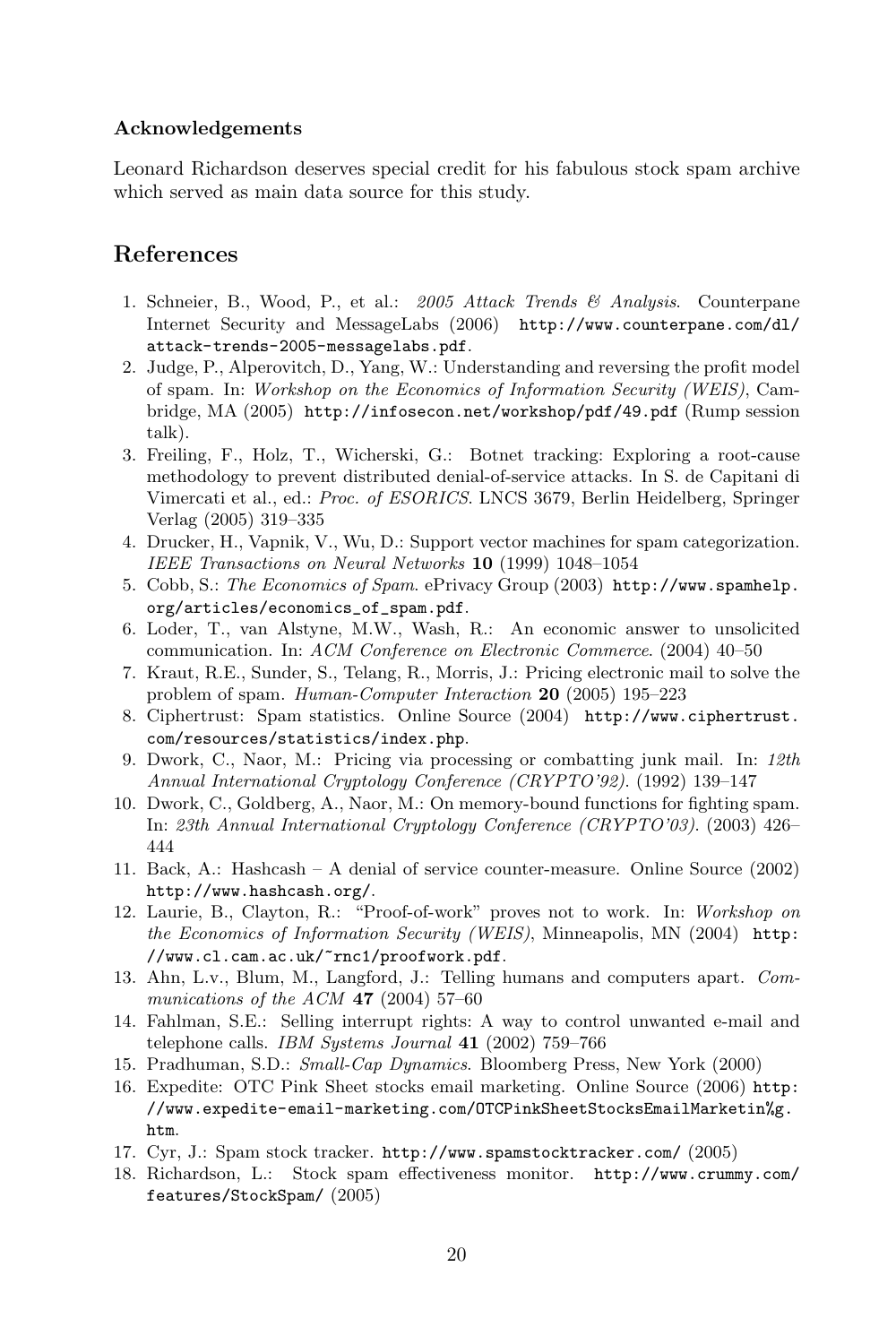### Acknowledgements

Leonard Richardson deserves special credit for his fabulous stock spam archive which served as main data source for this study.

## References

1. Schneier, B., Wood, P., et al.: *2005 Attack Trends & Analysis*. Counterpane Internet Security and MessageLabs (2006) http://www.counterpane.com/dl/attack-trends-2005-messagelabs.pdf.
2. Judge, P., Alperovitch, D., Yang, W.: Understanding and reversing the profit model of spam. In: *Workshop on the Economics of Information Security (WEIS)*, Cambridge, MA (2005) http://infosecon.net/workshop/pdf/49.pdf (Rump session talk).
3. Freiling, F., Holz, T., Wicherski, G.: Botnet tracking: Exploring a root-cause methodology to prevent distributed denial-of-service attacks. In S. de Capitani di Vimercati et al., ed.: *Proc. of ESORICS*. LNCS 3679, Berlin Heidelberg, Springer Verlag (2005) 319–335
4. Drucker, H., Vapnik, V., Wu, D.: Support vector machines for spam categorization. *IEEE Transactions on Neural Networks* **10** (1999) 1048–1054
5. Cobb, S.: *The Economics of Spam*. ePrivacy Group (2003) http://www.spamhelp.org/articles/economics_of_spam.pdf.
6. Loder, T., van Alstyne, M.W., Wash, R.: An economic answer to unsolicited communication. In: *ACM Conference on Electronic Commerce*. (2004) 40–50
7. Kraut, R.E., Sunder, S., Telang, R., Morris, J.: Pricing electronic mail to solve the problem of spam. *Human-Computer Interaction* **20** (2005) 195–223
8. Ciphertrust: Spam statistics. Online Source (2004) http://www.ciphertrust.com/resources/statistics/index.php.
9. Dwork, C., Naor, M.: Pricing via processing or combatting junk mail. In: *12th Annual International Cryptology Conference (CRYPTO'92)*. (1992) 139–147
10. Dwork, C., Goldberg, A., Naor, M.: On memory-bound functions for fighting spam. In: *23th Annual International Cryptology Conference (CRYPTO'03)*. (2003) 426–444
11. Back, A.: Hashcash – A denial of service counter-measure. Online Source (2002) http://www.hashcash.org/.
12. Laurie, B., Clayton, R.: "Proof-of-work" proves not to work. In: *Workshop on the Economics of Information Security (WEIS)*, Minneapolis, MN (2004) http://www.cl.cam.ac.uk/~rnc1/proofwork.pdf.
13. Ahn, L.v., Blum, M., Langford, J.: Telling humans and computers apart. *Communications of the ACM* **47** (2004) 57–60
14. Fahlman, S.E.: Selling interrupt rights: A way to control unwanted e-mail and telephone calls. *IBM Systems Journal* **41** (2002) 759–766
15. Pradhuman, S.D.: *Small-Cap Dynamics*. Bloomberg Press, New York (2000)
16. Expedite: OTC Pink Sheet stocks email marketing. Online Source (2006) http://www.expedite-email-marketing.com/OTCPinkSheetStocksEmailMarketin%g.htm.
17. Cyr, J.: Spam stock tracker. http://www.spamstocktracker.com/ (2005)
18. Richardson, L.: Stock spam effectiveness monitor. http://www.crummy.com/features/StockSpam/ (2005)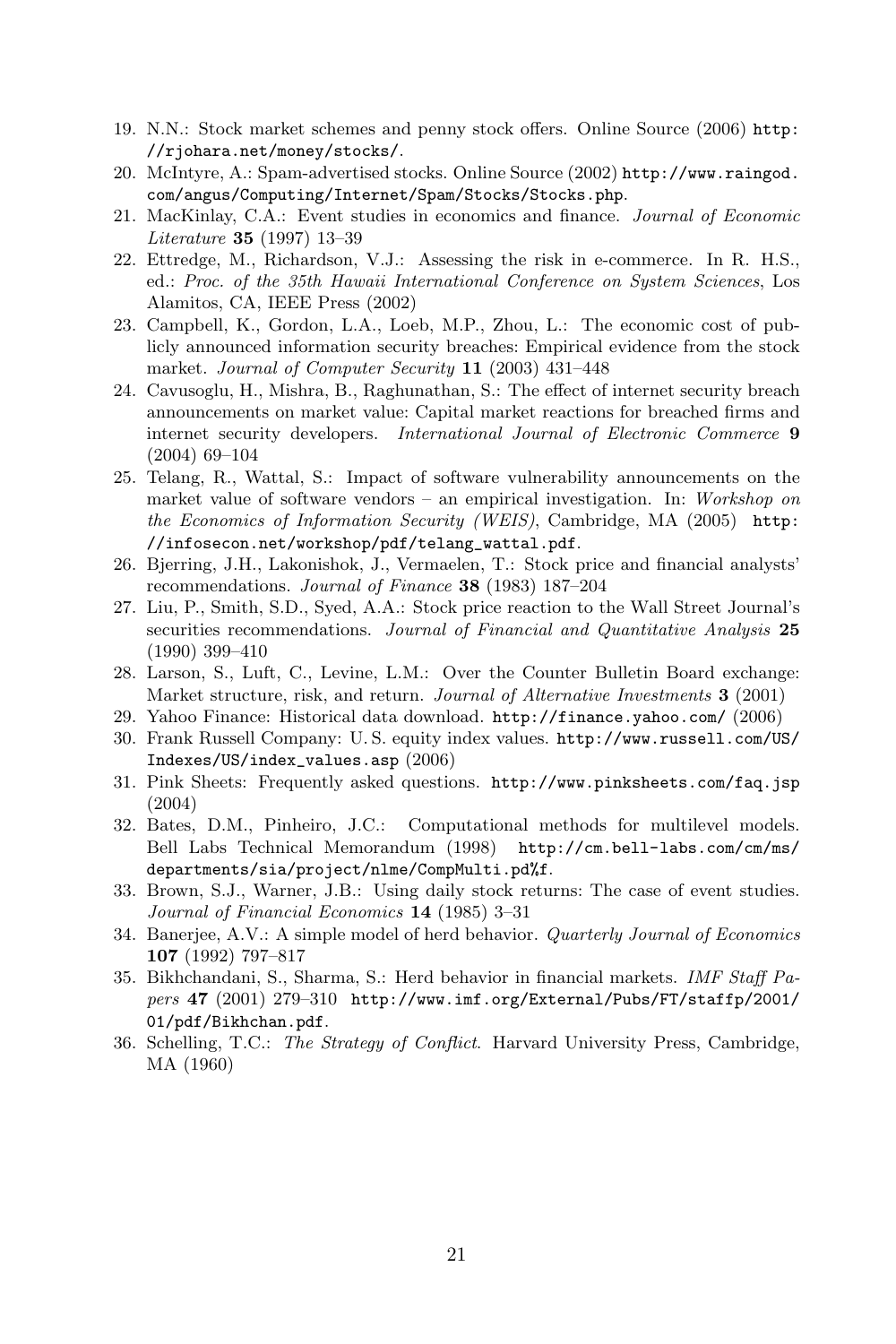19. N.N.: Stock market schemes and penny stock offers. Online Source (2006) http://rjohara.net/money/stocks/.
20. McIntyre, A.: Spam-advertised stocks. Online Source (2002) http://www.raingod.com/angus/Computing/Internet/Spam/Stocks/Stocks.php.
21. MacKinlay, C.A.: Event studies in economics and finance. *Journal of Economic Literature* **35** (1997) 13–39
22. Ettredge, M., Richardson, V.J.: Assessing the risk in e-commerce. In R. H.S., ed.: *Proc. of the 35th Hawaii International Conference on System Sciences*, Los Alamitos, CA, IEEE Press (2002)
23. Campbell, K., Gordon, L.A., Loeb, M.P., Zhou, L.: The economic cost of publicly announced information security breaches: Empirical evidence from the stock market. *Journal of Computer Security* **11** (2003) 431–448
24. Cavusoglu, H., Mishra, B., Raghunathan, S.: The effect of internet security breach announcements on market value: Capital market reactions for breached firms and internet security developers. *International Journal of Electronic Commerce* **9** (2004) 69–104
25. Telang, R., Wattal, S.: Impact of software vulnerability announcements on the market value of software vendors – an empirical investigation. In: *Workshop on the Economics of Information Security (WEIS)*, Cambridge, MA (2005) http://infosecon.net/workshop/pdf/telang_wattal.pdf.
26. Bjerring, J.H., Lakonishok, J., Vermaelen, T.: Stock price and financial analysts' recommendations. *Journal of Finance* **38** (1983) 187–204
27. Liu, P., Smith, S.D., Syed, A.A.: Stock price reaction to the Wall Street Journal's securities recommendations. *Journal of Financial and Quantitative Analysis* **25** (1990) 399–410
28. Larson, S., Luft, C., Levine, L.M.: Over the Counter Bulletin Board exchange: Market structure, risk, and return. *Journal of Alternative Investments* **3** (2001)
29. Yahoo Finance: Historical data download. http://finance.yahoo.com/ (2006)
30. Frank Russell Company: U. S. equity index values. http://www.russell.com/US/Indexes/US/index_values.asp (2006)
31. Pink Sheets: Frequently asked questions. http://www.pinksheets.com/faq.jsp (2004)
32. Bates, D.M., Pinheiro, J.C.: Computational methods for multilevel models. Bell Labs Technical Memorandum (1998) http://cm.bell-labs.com/cm/ms/departments/sia/project/nlme/CompMulti.pd%f.
33. Brown, S.J., Warner, J.B.: Using daily stock returns: The case of event studies. *Journal of Financial Economics* **14** (1985) 3–31
34. Banerjee, A.V.: A simple model of herd behavior. *Quarterly Journal of Economics* **107** (1992) 797–817
35. Bikhchandani, S., Sharma, S.: Herd behavior in financial markets. *IMF Staff Papers* **47** (2001) 279–310 http://www.imf.org/External/Pubs/FT/staffp/2001/01/pdf/Bikhchan.pdf.
36. Schelling, T.C.: *The Strategy of Conflict*. Harvard University Press, Cambridge, MA (1960)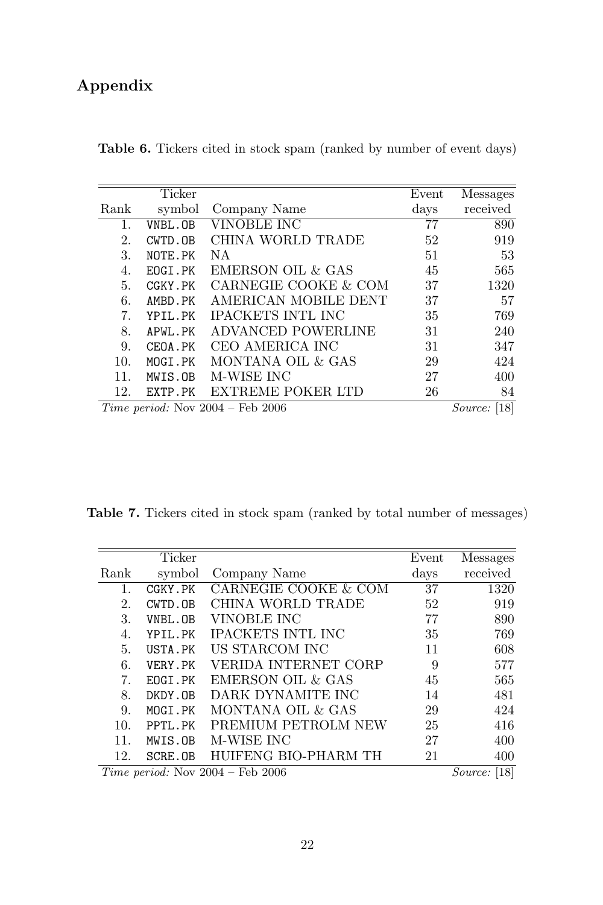# Appendix

**Table 6.** Tickers cited in stock spam (ranked by number of event days)

| Rank | Ticker symbol | Company Name | Event days | Messages received |
|---|---|---|---|---|
| 1. | VNBL.OB | VINOBLE INC | 77 | 890 |
| 2. | CWTD.OB | CHINA WORLD TRADE | 52 | 919 |
| 3. | NOTE.PK | NA | 51 | 53 |
| 4. | EOGI.PK | EMERSON OIL & GAS | 45 | 565 |
| 5. | CGKY.PK | CARNEGIE COOKE & COM | 37 | 1320 |
| 6. | AMBD.PK | AMERICAN MOBILE DENT | 37 | 57 |
| 7. | YPIL.PK | IPACKETS INTL INC | 35 | 769 |
| 8. | APWL.PK | ADVANCED POWERLINE | 31 | 240 |
| 9. | CEOA.PK | CEO AMERICA INC | 31 | 347 |
| 10. | MOGI.PK | MONTANA OIL & GAS | 29 | 424 |
| 11. | MWIS.OB | M-WISE INC | 27 | 400 |
| 12. | EXTP.PK | EXTREME POKER LTD | 26 | 84 |

*Time period:* Nov 2004 – Feb 2006 *Source:* [18]

**Table 7.** Tickers cited in stock spam (ranked by total number of messages)

| Rank | Ticker symbol | Company Name | Event days | Messages received |
|---|---|---|---|---|
| 1. | CGKY.PK | CARNEGIE COOKE & COM | 37 | 1320 |
| 2. | CWTD.OB | CHINA WORLD TRADE | 52 | 919 |
| 3. | VNBL.OB | VINOBLE INC | 77 | 890 |
| 4. | YPIL.PK | IPACKETS INTL INC | 35 | 769 |
| 5. | USTA.PK | US STARCOM INC | 11 | 608 |
| 6. | VERY.PK | VERIDA INTERNET CORP | 9 | 577 |
| 7. | EOGI.PK | EMERSON OIL & GAS | 45 | 565 |
| 8. | DKDY.OB | DARK DYNAMITE INC | 14 | 481 |
| 9. | MOGI.PK | MONTANA OIL & GAS | 29 | 424 |
| 10. | PPTL.PK | PREMIUM PETROLM NEW | 25 | 416 |
| 11. | MWIS.OB | M-WISE INC | 27 | 400 |
| 12. | SCRE.OB | HUIFENG BIO-PHARM TH | 21 | 400 |

*Time period:* Nov 2004 – Feb 2006 *Source:* [18]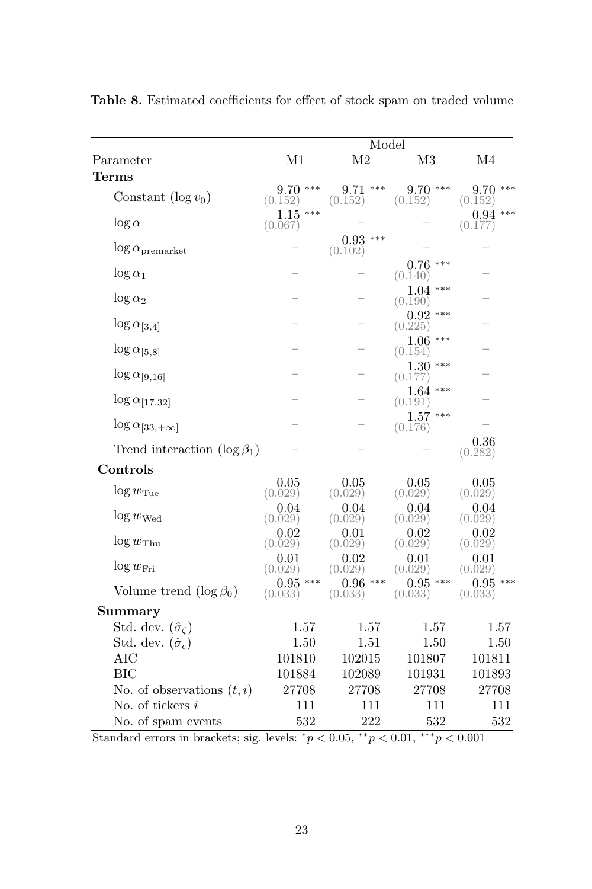**Table 8.** Estimated coefficients for effect of stock spam on traded volume

| Parameter | Model M1 | M2 | M3 | M4 |
|---|---|---|---|---|
| **Terms** | | | | |
| Constant ($\log v_0$) | 9.70 *** (0.152) | 9.71 *** (0.152) | 9.70 *** (0.152) | 9.70 *** (0.152) |
| $\log \alpha$ | 1.15 *** (0.067) | – | – | 0.94 *** (0.177) |
| $\log \alpha_{\text{premarket}}$ | – | 0.93 *** (0.102) | – | – |
| $\log \alpha_1$ | – | – | 0.76 *** (0.140) | – |
| $\log \alpha_2$ | – | – | 1.04 *** (0.190) | – |
| $\log \alpha_{[3,4]}$ | – | – | 0.92 *** (0.225) | – |
| $\log \alpha_{[5,8]}$ | – | – | 1.06 *** (0.154) | – |
| $\log \alpha_{[9,16]}$ | – | – | 1.30 *** (0.177) | – |
| $\log \alpha_{[17,32]}$ | – | – | 1.64 *** (0.191) | – |
| $\log \alpha_{[33,+\infty]}$ | – | – | 1.57 *** (0.176) | – |
| Trend interaction ($\log \beta_1$) | – | – | – | 0.36 (0.282) |
| **Controls** | | | | |
| $\log w_{\text{Tue}}$ | 0.05 (0.029) | 0.05 (0.029) | 0.05 (0.029) | 0.05 (0.029) |
| $\log w_{\text{Wed}}$ | 0.04 (0.029) | 0.04 (0.029) | 0.04 (0.029) | 0.04 (0.029) |
| $\log w_{\text{Thu}}$ | 0.02 (0.029) | 0.01 (0.029) | 0.02 (0.029) | 0.02 (0.029) |
| $\log w_{\text{Fri}}$ | −0.01 (0.029) | −0.02 (0.029) | −0.01 (0.029) | −0.01 (0.029) |
| Volume trend ($\log \beta_0$) | 0.95 *** (0.033) | 0.96 *** (0.033) | 0.95 *** (0.033) | 0.95 *** (0.033) |
| **Summary** | | | | |
| Std. dev. ($\hat{\sigma}_\zeta$) | 1.57 | 1.57 | 1.57 | 1.57 |
| Std. dev. ($\hat{\sigma}_\epsilon$) | 1.50 | 1.51 | 1.50 | 1.50 |
| AIC | 101810 | 102015 | 101807 | 101811 |
| BIC | 101884 | 102089 | 101931 | 101893 |
| No. of observations $(t, i)$ | 27708 | 27708 | 27708 | 27708 |
| No. of tickers $i$ | 111 | 111 | 111 | 111 |
| No. of spam events | 532 | 222 | 532 | 532 |

Standard errors in brackets; sig. levels: $^{*}p < 0.05$, $^{**}p < 0.01$, $^{***}p < 0.001$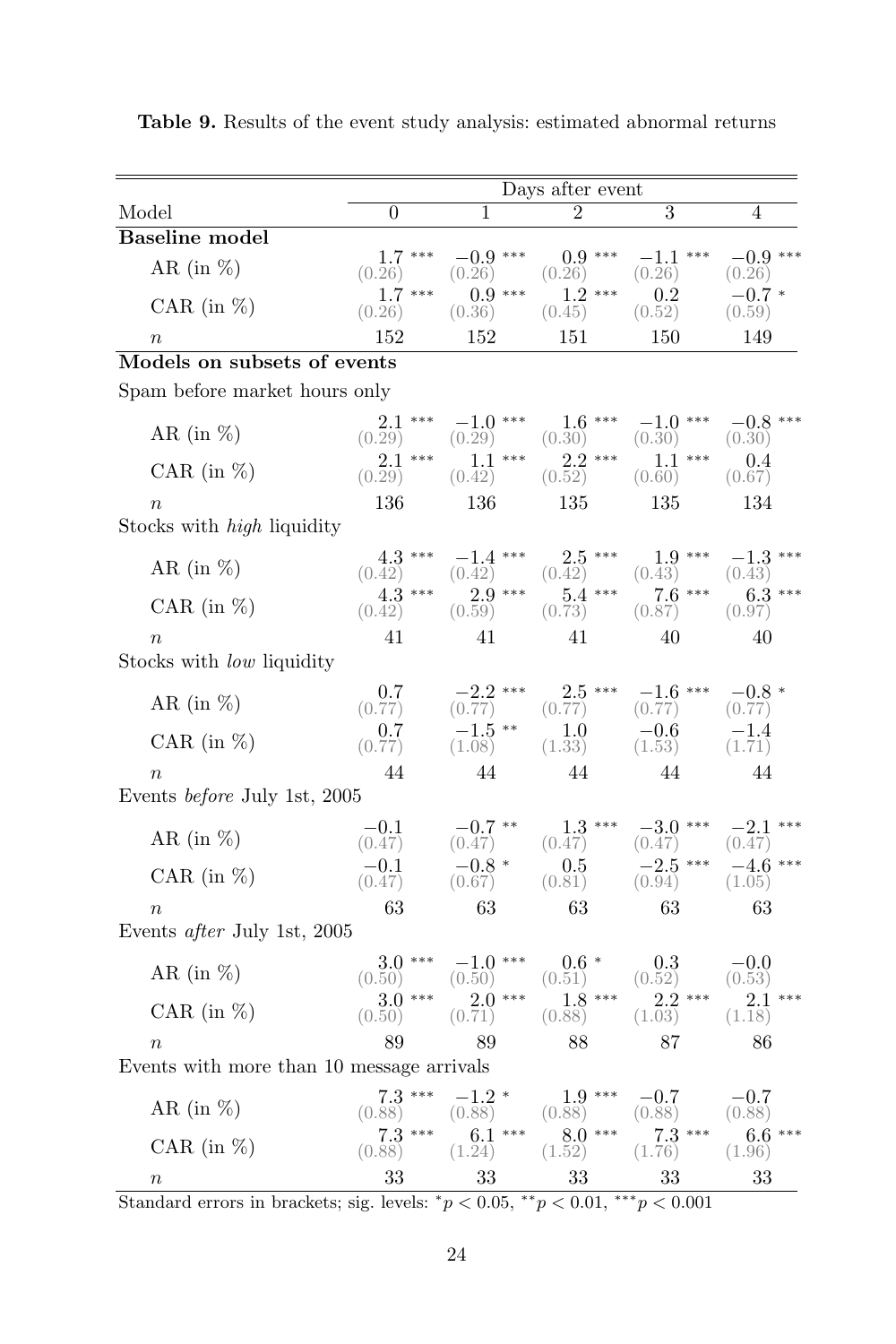**Table 9.** Results of the event study analysis: estimated abnormal returns

| | Days after event | | | | |
|---|---|---|---|---|---|
| Model | 0 | 1 | 2 | 3 | 4 |
| **Baseline model** | | | | | |
| AR (in %) | 1.7 *** (0.26) | −0.9 *** (0.26) | 0.9 *** (0.26) | −1.1 *** (0.26) | −0.9 *** (0.26) |
| CAR (in %) | 1.7 *** (0.26) | 0.9 *** (0.36) | 1.2 *** (0.45) | 0.2 (0.52) | −0.7 * (0.59) |
| $n$ | 152 | 152 | 151 | 150 | 149 |
| **Models on subsets of events** | | | | | |
| Spam before market hours only | | | | | |
| AR (in %) | 2.1 *** (0.29) | −1.0 *** (0.29) | 1.6 *** (0.30) | −1.0 *** (0.30) | −0.8 *** (0.30) |
| CAR (in %) | 2.1 *** (0.29) | 1.1 *** (0.42) | 2.2 *** (0.52) | 1.1 *** (0.60) | 0.4 (0.67) |
| $n$ | 136 | 136 | 135 | 135 | 134 |
| Stocks with *high* liquidity | | | | | |
| AR (in %) | 4.3 *** (0.42) | −1.4 *** (0.42) | 2.5 *** (0.42) | 1.9 *** (0.43) | −1.3 *** (0.43) |
| CAR (in %) | 4.3 *** (0.42) | 2.9 *** (0.59) | 5.4 *** (0.73) | 7.6 *** (0.87) | 6.3 *** (0.97) |
| $n$ | 41 | 41 | 41 | 40 | 40 |
| Stocks with *low* liquidity | | | | | |
| AR (in %) | 0.7 (0.77) | −2.2 *** (0.77) | 2.5 *** (0.77) | −1.6 *** (0.77) | −0.8 * (0.77) |
| CAR (in %) | 0.7 (0.77) | −1.5 ** (1.08) | 1.0 (1.33) | −0.6 (1.53) | −1.4 (1.71) |
| $n$ | 44 | 44 | 44 | 44 | 44 |
| Events *before* July 1st, 2005 | | | | | |
| AR (in %) | −0.1 (0.47) | −0.7 ** (0.47) | 1.3 *** (0.47) | −3.0 *** (0.47) | −2.1 *** (0.47) |
| CAR (in %) | −0.1 (0.47) | −0.8 * (0.67) | 0.5 (0.81) | −2.5 *** (0.94) | −4.6 *** (1.05) |
| $n$ | 63 | 63 | 63 | 63 | 63 |
| Events *after* July 1st, 2005 | | | | | |
| AR (in %) | 3.0 *** (0.50) | −1.0 *** (0.50) | 0.6 * (0.51) | 0.3 (0.52) | −0.0 (0.53) |
| CAR (in %) | 3.0 *** (0.50) | 2.0 *** (0.71) | 1.8 *** (0.88) | 2.2 *** (1.03) | 2.1 *** (1.18) |
| $n$ | 89 | 89 | 88 | 87 | 86 |
| Events with more than 10 message arrivals | | | | | |
| AR (in %) | 7.3 *** (0.88) | −1.2 * (0.88) | 1.9 *** (0.88) | −0.7 (0.88) | −0.7 (0.88) |
| CAR (in %) | 7.3 *** (0.88) | 6.1 *** (1.24) | 8.0 *** (1.52) | 7.3 *** (1.76) | 6.6 *** (1.96) |
| $n$ | 33 | 33 | 33 | 33 | 33 |

Standard errors in brackets; sig. levels: $^{*}p < 0.05$, $^{**}p < 0.01$, $^{***}p < 0.001$